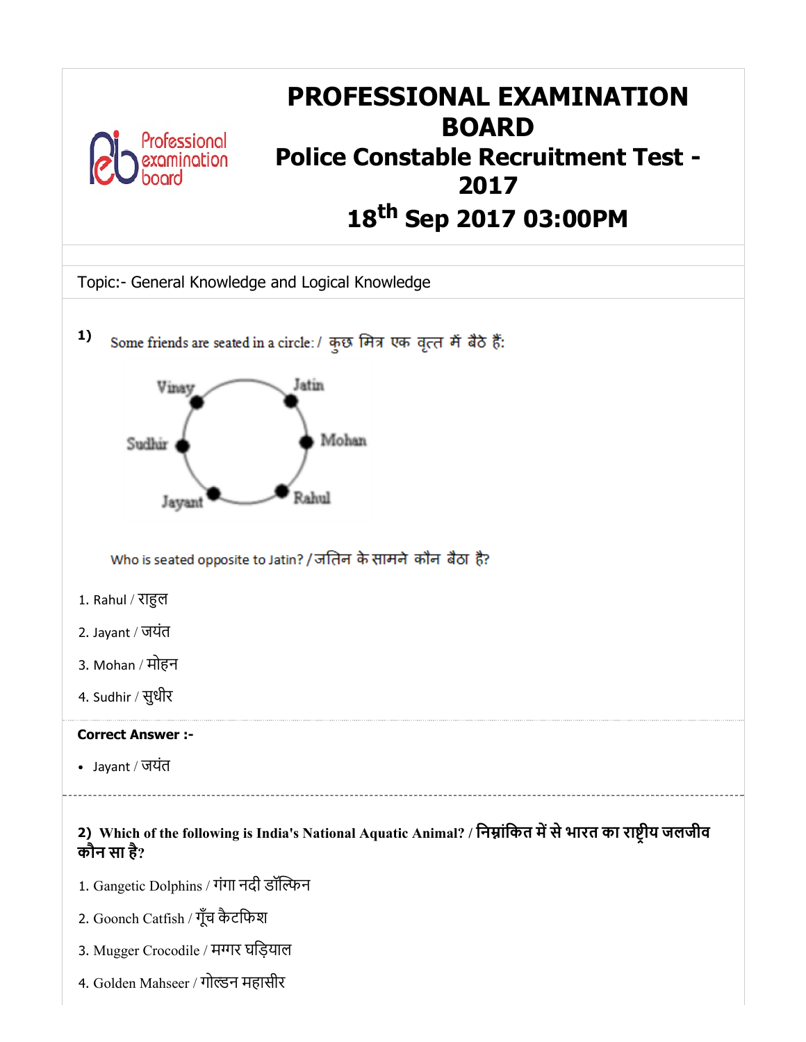# PROFESSIONAL EXAMINATION BOARD

## Police Constable Recruitment Test - 2017

## 18th Sep 2017 03:00PM

Topic:- General Knowledge and Logical Knowledge

**1)** Some friends are seated in a circle: / कुछ मित्र एक वृत्त में बैठे हैं:

Vinay, Jatin, Mohan, Rahul, Jayant, Sudhir

Who is seated opposite to Jatin? / जतिन के सामने कौन बैठा है?

1. Rahul / राहुल
2. Jayant / जयंत
3. Mohan / मोहन
4. Sudhir / सुधीर

**Correct Answer :-**

- Jayant / जयंत

---

**2) Which of the following is India's National Aquatic Animal? / निम्नांकित में से भारत का राष्ट्रीय जलजीव कौन सा है?**

1. Gangetic Dolphins / गंगा नदी डॉल्फिन
2. Goonch Catfish / गूँच कैटफिश
3. Mugger Crocodile / मग्गर घड़ियाल
4. Golden Mahseer / गोल्डन महासीर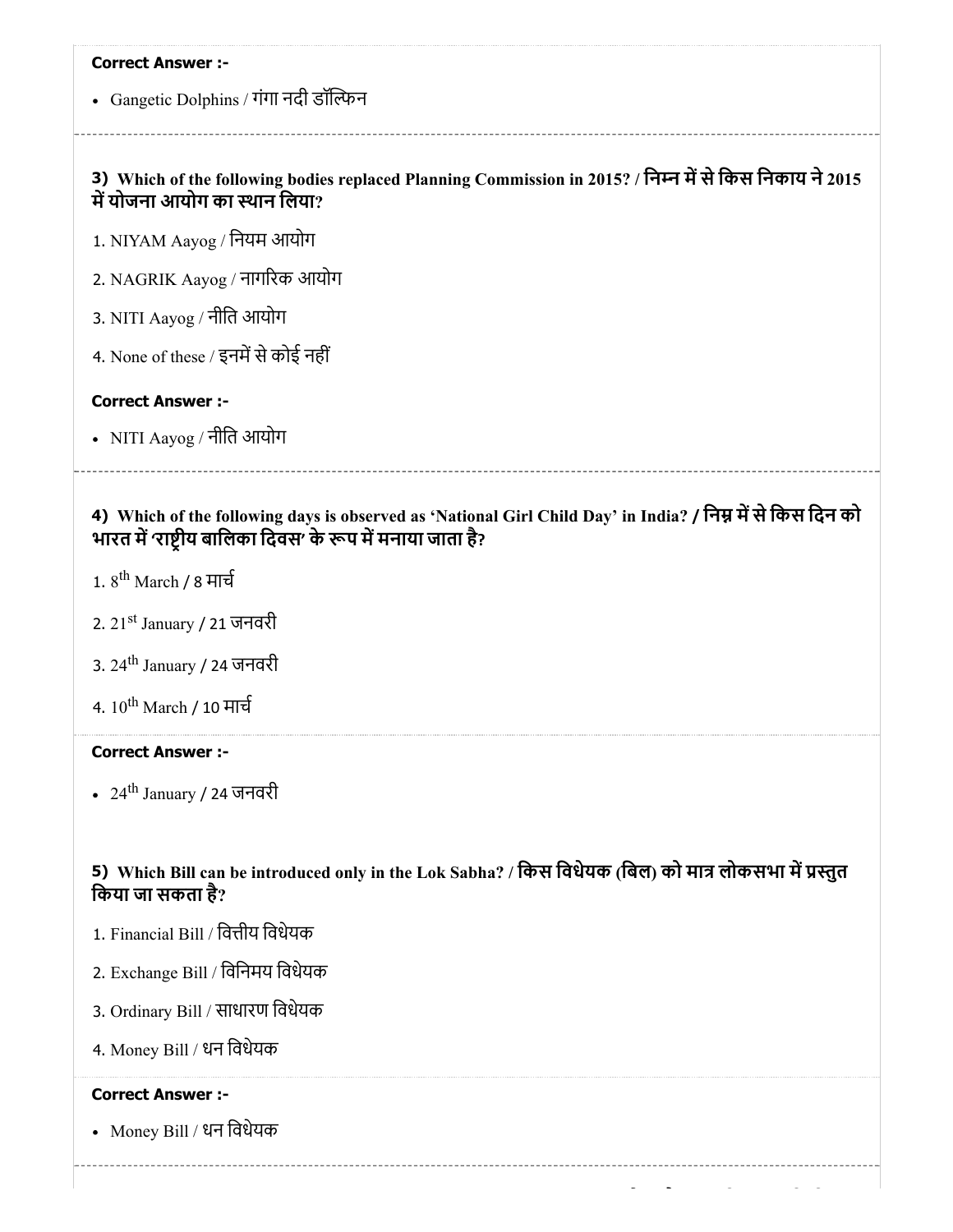**Correct Answer :-**

- Gangetic Dolphins / गंगा नदी डॉल्फिन

**3) Which of the following bodies replaced Planning Commission in 2015? / निम्न में से किस निकाय ने 2015 में योजना आयोग का स्थान लिया?**

1. NIYAM Aayog / नियम आयोग
2. NAGRIK Aayog / नागरिक आयोग
3. NITI Aayog / नीति आयोग
4. None of these / इनमें से कोई नहीं

**Correct Answer :-**

- NITI Aayog / नीति आयोग

**4) Which of the following days is observed as 'National Girl Child Day' in India? / निम्न में से किस दिन को भारत में 'राष्ट्रीय बालिका दिवस' के रूप में मनाया जाता है?**

1. $8^{th}$ March / 8 मार्च
2. $21^{st}$ January / 21 जनवरी
3. $24^{th}$ January / 24 जनवरी
4. $10^{th}$ March / 10 मार्च

**Correct Answer :-**

- $24^{th}$ January / 24 जनवरी

**5) Which Bill can be introduced only in the Lok Sabha? / किस विधेयक (बिल) को मात्र लोकसभा में प्रस्तुत किया जा सकता है?**

1. Financial Bill / वित्तीय विधेयक
2. Exchange Bill / विनिमय विधेयक
3. Ordinary Bill / साधारण विधेयक
4. Money Bill / धन विधेयक

**Correct Answer :-**

- Money Bill / धन विधेयक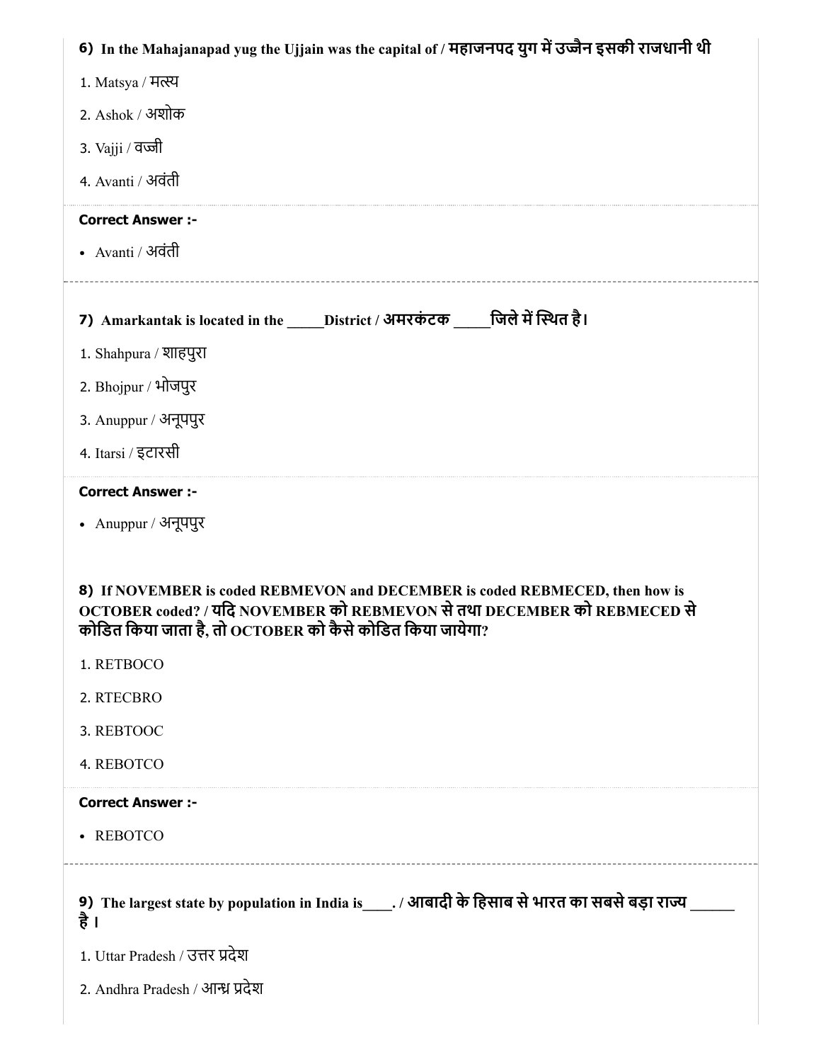**6) In the Mahajanapad yug the Ujjain was the capital of / महाजनपद युग में उज्जैन इसकी राजधानी थी**

1. Matsya / मत्स्य
2. Ashok / अशोक
3. Vajji / वज्जी
4. Avanti / अवंती

**Correct Answer :-**

- Avanti / अवंती

---

**7) Amarkantak is located in the _____District / अमरकंटक _____जिले में स्थित है।**

1. Shahpura / शाहपुरा
2. Bhojpur / भोजपुर
3. Anuppur / अनूपपुर
4. Itarsi / इटारसी

**Correct Answer :-**

- Anuppur / अनूपपुर

**8) If NOVEMBER is coded REBMEVON and DECEMBER is coded REBMECED, then how is OCTOBER coded? / यदि NOVEMBER को REBMEVON से तथा DECEMBER को REBMECED से कोडित किया जाता है, तो OCTOBER को कैसे कोडित किया जायेगा?**

1. RETBOCO
2. RTECBRO
3. REBTOOC
4. REBOTCO

**Correct Answer :-**

- REBOTCO

---

**9) The largest state by population in India is____. / आबादी के हिसाब से भारत का सबसे बड़ा राज्य ______ है ।**

1. Uttar Pradesh / उत्तर प्रदेश
2. Andhra Pradesh / आन्ध्र प्रदेश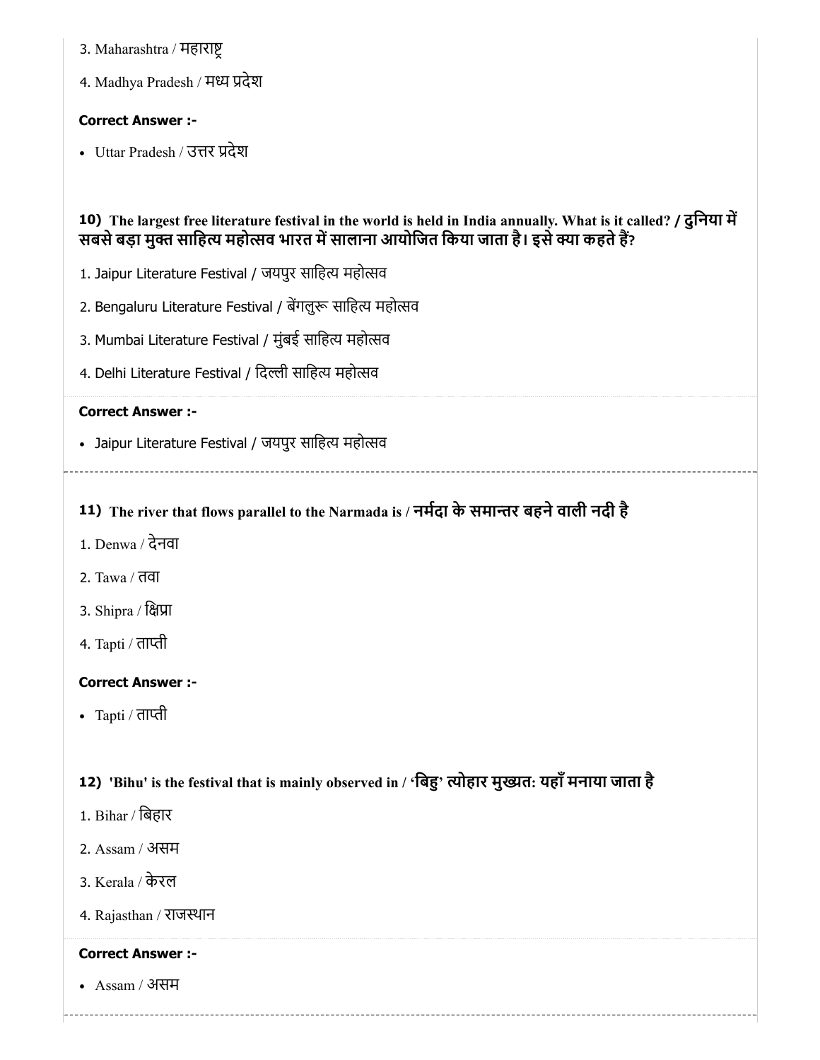3. Maharashtra / महाराष्ट्र

4. Madhya Pradesh / मध्य प्रदेश

**Correct Answer :-**

- Uttar Pradesh / उत्तर प्रदेश

**10) The largest free literature festival in the world is held in India annually. What is it called? / दुनिया में सबसे बड़ा मुक्त साहित्य महोत्सव भारत में सालाना आयोजित किया जाता है। इसे क्या कहते हैं?**

1. Jaipur Literature Festival / जयपुर साहित्य महोत्सव

2. Bengaluru Literature Festival / बेंगलुरू साहित्य महोत्सव

3. Mumbai Literature Festival / मुंबई साहित्य महोत्सव

4. Delhi Literature Festival / दिल्ली साहित्य महोत्सव

**Correct Answer :-**

- Jaipur Literature Festival / जयपुर साहित्य महोत्सव

**11) The river that flows parallel to the Narmada is / नर्मदा के समान्तर बहने वाली नदी है**

1. Denwa / देनवा

2. Tawa / तवा

3. Shipra / क्षिप्रा

4. Tapti / ताप्ती

**Correct Answer :-**

- Tapti / ताप्ती

**12) 'Bihu' is the festival that is mainly observed in / 'बिहु' त्योहार मुख्यत: यहाँ मनाया जाता है**

1. Bihar / बिहार

2. Assam / असम

3. Kerala / केरल

4. Rajasthan / राजस्थान

**Correct Answer :-**

- Assam / असम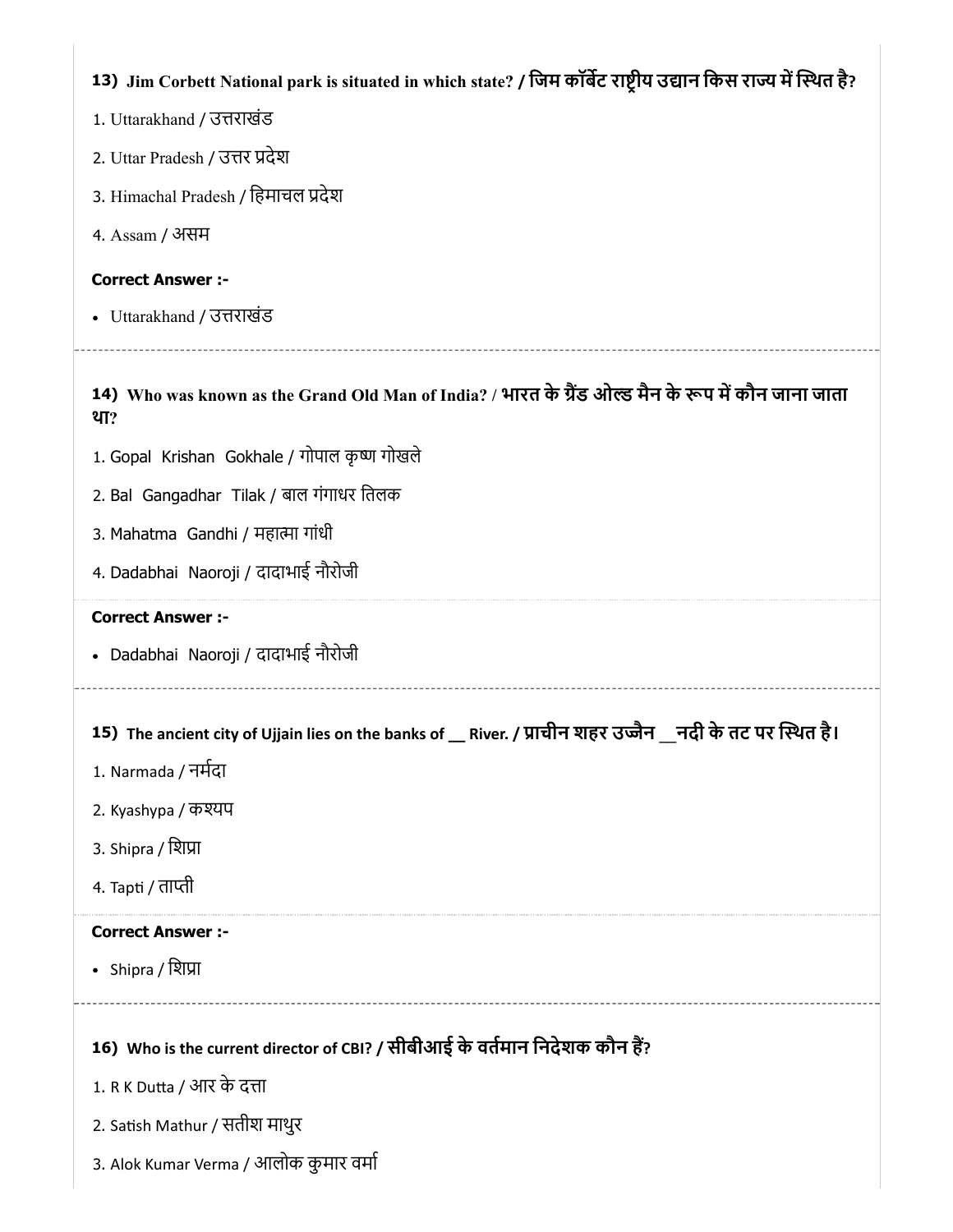**13) Jim Corbett National park is situated in which state? / जिम कॉर्बेट राष्ट्रीय उद्यान किस राज्य में स्थित है?**

1. Uttarakhand / उत्तराखंड
2. Uttar Pradesh / उत्तर प्रदेश
3. Himachal Pradesh / हिमाचल प्रदेश
4. Assam / असम

**Correct Answer :-**

- Uttarakhand / उत्तराखंड

---

**14) Who was known as the Grand Old Man of India? / भारत के ग्रैंड ओल्ड मैन के रूप में कौन जाना जाता था?**

1. Gopal Krishan Gokhale / गोपाल कृष्ण गोखले
2. Bal Gangadhar Tilak / बाल गंगाधर तिलक
3. Mahatma Gandhi / महात्मा गांधी
4. Dadabhai Naoroji / दादाभाई नौरोजी

**Correct Answer :-**

- Dadabhai Naoroji / दादाभाई नौरोजी

---

**15) The ancient city of Ujjain lies on the banks of __ River. / प्राचीन शहर उज्जैन __नदी के तट पर स्थित है।**

1. Narmada / नर्मदा
2. Kyashypa / कश्यप
3. Shipra / शिप्रा
4. Tapti / ताप्ती

**Correct Answer :-**

- Shipra / शिप्रा

---

**16) Who is the current director of CBI? / सीबीआई के वर्तमान निदेशक कौन हैं?**

1. R K Dutta / आर के दत्ता
2. Satish Mathur / सतीश माथुर
3. Alok Kumar Verma / आलोक कुमार वर्मा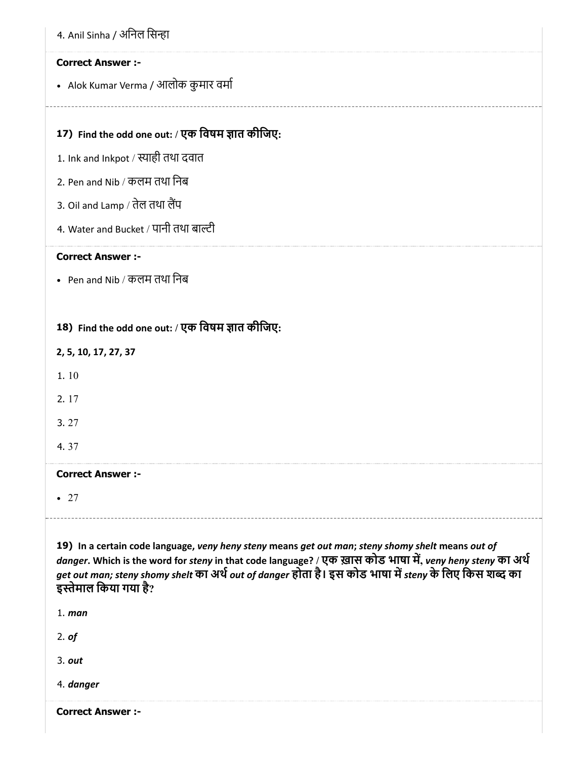4. Anil Sinha / अनिल सिन्हा

**Correct Answer :-**

- Alok Kumar Verma / आलोक कुमार वर्मा

**17) Find the odd one out: / एक विषम ज्ञात कीजिए:**

1. Ink and Inkpot / स्याही तथा दवात
2. Pen and Nib / कलम तथा निब
3. Oil and Lamp / तेल तथा लैंप
4. Water and Bucket / पानी तथा बाल्टी

**Correct Answer :-**

- Pen and Nib / कलम तथा निब

**18) Find the odd one out: / एक विषम ज्ञात कीजिए:**

**2, 5, 10, 17, 27, 37**

1. 10
2. 17
3. 27
4. 37

**Correct Answer :-**

- 27

**19) In a certain code language, *veny heny steny* means *get out man*; *steny shomy shelt* means *out of danger*. Which is the word for *steny* in that code language? / एक ख़ास कोड भाषा में, *veny heny steny* का अर्थ *get out man; steny shomy shelt* का अर्थ *out of danger* होता है। इस कोड भाषा में *steny* के लिए किस शब्द का इस्तेमाल किया गया है?**

1. ***man***
2. ***of***
3. ***out***
4. ***danger***

**Correct Answer :-**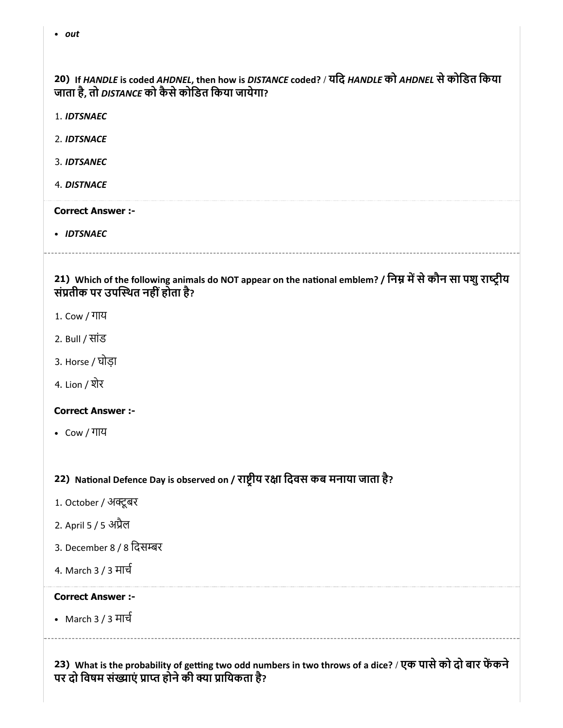- *out*

**20) If *HANDLE* is coded *AHDNEL*, then how is *DISTANCE* coded? / यदि *HANDLE* को *AHDNEL* से कोडित किया जाता है, तो *DISTANCE* को कैसे कोडित किया जायेगा?**

1. ***IDTSNAEC***
2. ***IDTSNACE***
3. ***IDTSANEC***
4. ***DISTNACE***

**Correct Answer :-**

- ***IDTSNAEC***

---

**21) Which of the following animals do NOT appear on the national emblem? / निम्न में से कौन सा पशु राष्ट्रीय संप्रतीक पर उपस्थित नहीं होता है?**

1. Cow / गाय
2. Bull / सांड
3. Horse / घोड़ा
4. Lion / शेर

**Correct Answer :-**

- Cow / गाय

**22) National Defence Day is observed on / राष्ट्रीय रक्षा दिवस कब मनाया जाता है?**

1. October / अक्टूबर
2. April 5 / 5 अप्रैल
3. December 8 / 8 दिसम्बर
4. March 3 / 3 मार्च

**Correct Answer :-**

- March 3 / 3 मार्च

---

**23) What is the probability of getting two odd numbers in two throws of a dice? / एक पासे को दो बार फेंकने पर दो विषम संख्याएं प्राप्त होने की क्या प्रायिकता है?**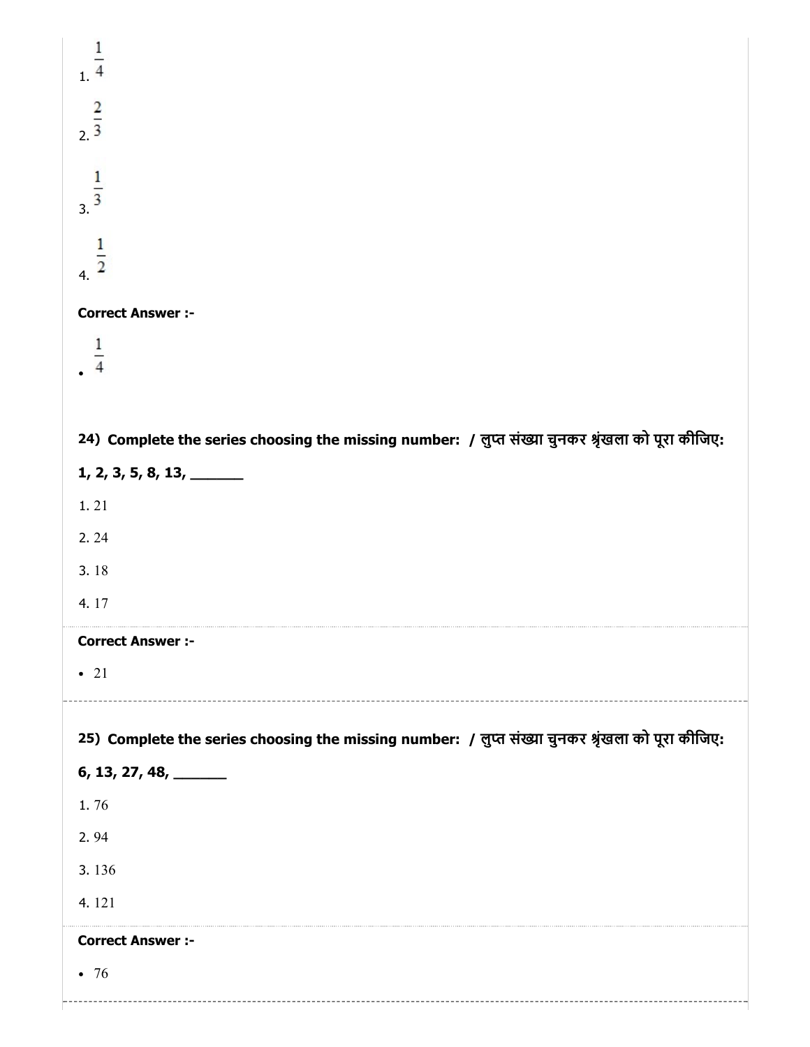1. $\frac{1}{4}$

2. $\frac{2}{3}$

3. $\frac{1}{3}$

4. $\frac{1}{2}$

**Correct Answer :-**

- $\frac{1}{4}$

**24) Complete the series choosing the missing number: / लुप्त संख्या चुनकर श्रृंखला को पूरा कीजिए:**

**1, 2, 3, 5, 8, 13, _______**

1. 21

2. 24

3. 18

4. 17

**Correct Answer :-**

- 21

**25) Complete the series choosing the missing number: / लुप्त संख्या चुनकर श्रृंखला को पूरा कीजिए:**

**6, 13, 27, 48, _______**

1. 76

2. 94

3. 136

4. 121

**Correct Answer :-**

- 76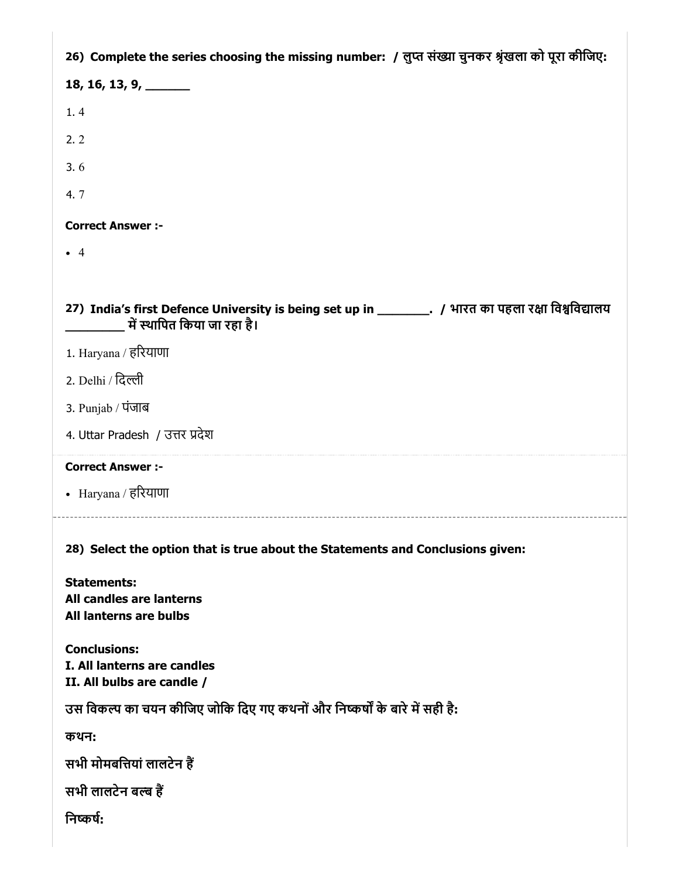**26) Complete the series choosing the missing number: / लुप्त संख्या चुनकर श्रृंखला को पूरा कीजिए:**

**18, 16, 13, 9, _______**

1. 4
2. 2
3. 6
4. 7

**Correct Answer :-**

- 4

**27) India's first Defence University is being set up in ________. / भारत का पहला रक्षा विश्वविद्यालय _________ में स्थापित किया जा रहा है।**

1. Haryana / हरियाणा
2. Delhi / दिल्ली
3. Punjab / पंजाब
4. Uttar Pradesh / उत्तर प्रदेश

**Correct Answer :-**

- Haryana / हरियाणा

**28) Select the option that is true about the Statements and Conclusions given:**

**Statements:**
**All candles are lanterns**
**All lanterns are bulbs**

**Conclusions:**
**I. All lanterns are candles**
**II. All bulbs are candle /**

**उस विकल्प का चयन कीजिए जोकि दिए गए कथनों और निष्कर्षों के बारे में सही है:**

**कथन:**

**सभी मोमबत्तियां लालटेन हैं**

**सभी लालटेन बल्ब हैं**

**निष्कर्ष:**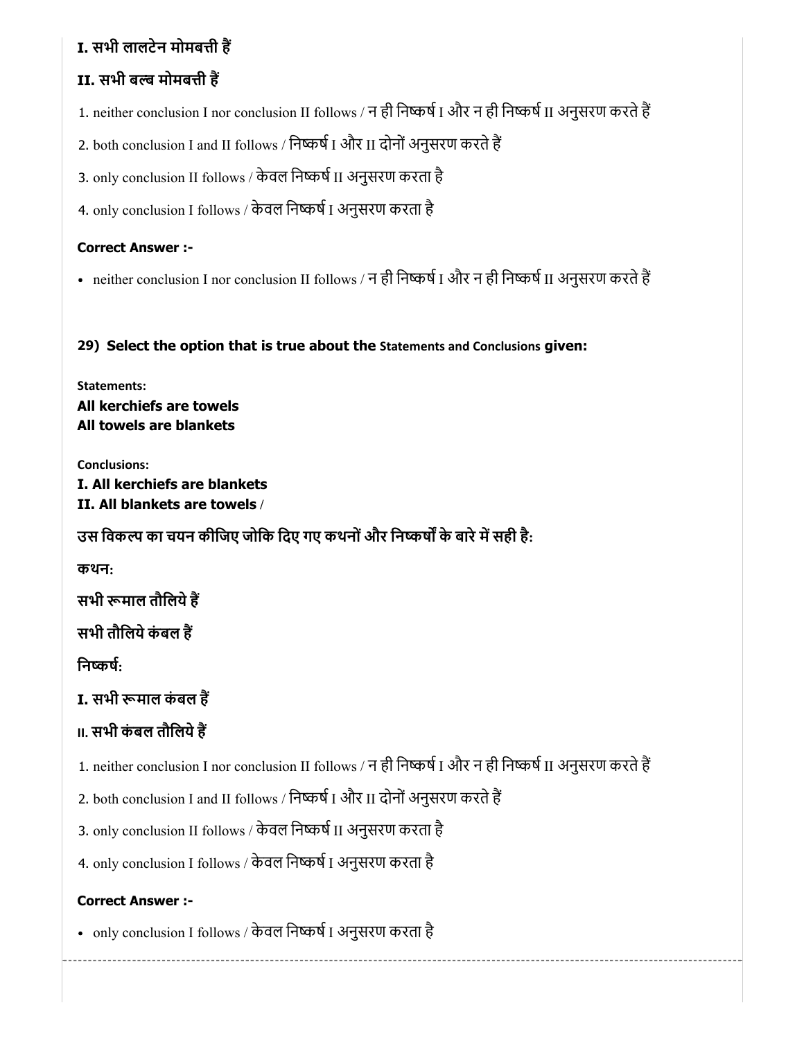**I. सभी लालटेन मोमबत्ती हैं**

**II. सभी बल्ब मोमबत्ती हैं**

1. neither conclusion I nor conclusion II follows / न ही निष्कर्ष I और न ही निष्कर्ष II अनुसरण करते हैं
2. both conclusion I and II follows / निष्कर्ष I और II दोनों अनुसरण करते हैं
3. only conclusion II follows / केवल निष्कर्ष II अनुसरण करता है
4. only conclusion I follows / केवल निष्कर्ष I अनुसरण करता है

**Correct Answer :-**

- neither conclusion I nor conclusion II follows / न ही निष्कर्ष I और न ही निष्कर्ष II अनुसरण करते हैं

**29) Select the option that is true about the Statements and Conclusions given:**

**Statements:**

**All kerchiefs are towels**
**All towels are blankets**

**Conclusions:**

**I. All kerchiefs are blankets**
**II. All blankets are towels** /

**उस विकल्प का चयन कीजिए जोकि दिए गए कथनों और निष्कर्षों के बारे में सही है:**

**कथन:**

**सभी रूमाल तौलिये हैं**

**सभी तौलिये कंबल हैं**

**निष्कर्ष:**

**I. सभी रूमाल कंबल हैं**

**II. सभी कंबल तौलिये हैं**

1. neither conclusion I nor conclusion II follows / न ही निष्कर्ष I और न ही निष्कर्ष II अनुसरण करते हैं
2. both conclusion I and II follows / निष्कर्ष I और II दोनों अनुसरण करते हैं
3. only conclusion II follows / केवल निष्कर्ष II अनुसरण करता है
4. only conclusion I follows / केवल निष्कर्ष I अनुसरण करता है

**Correct Answer :-**

- only conclusion I follows / केवल निष्कर्ष I अनुसरण करता है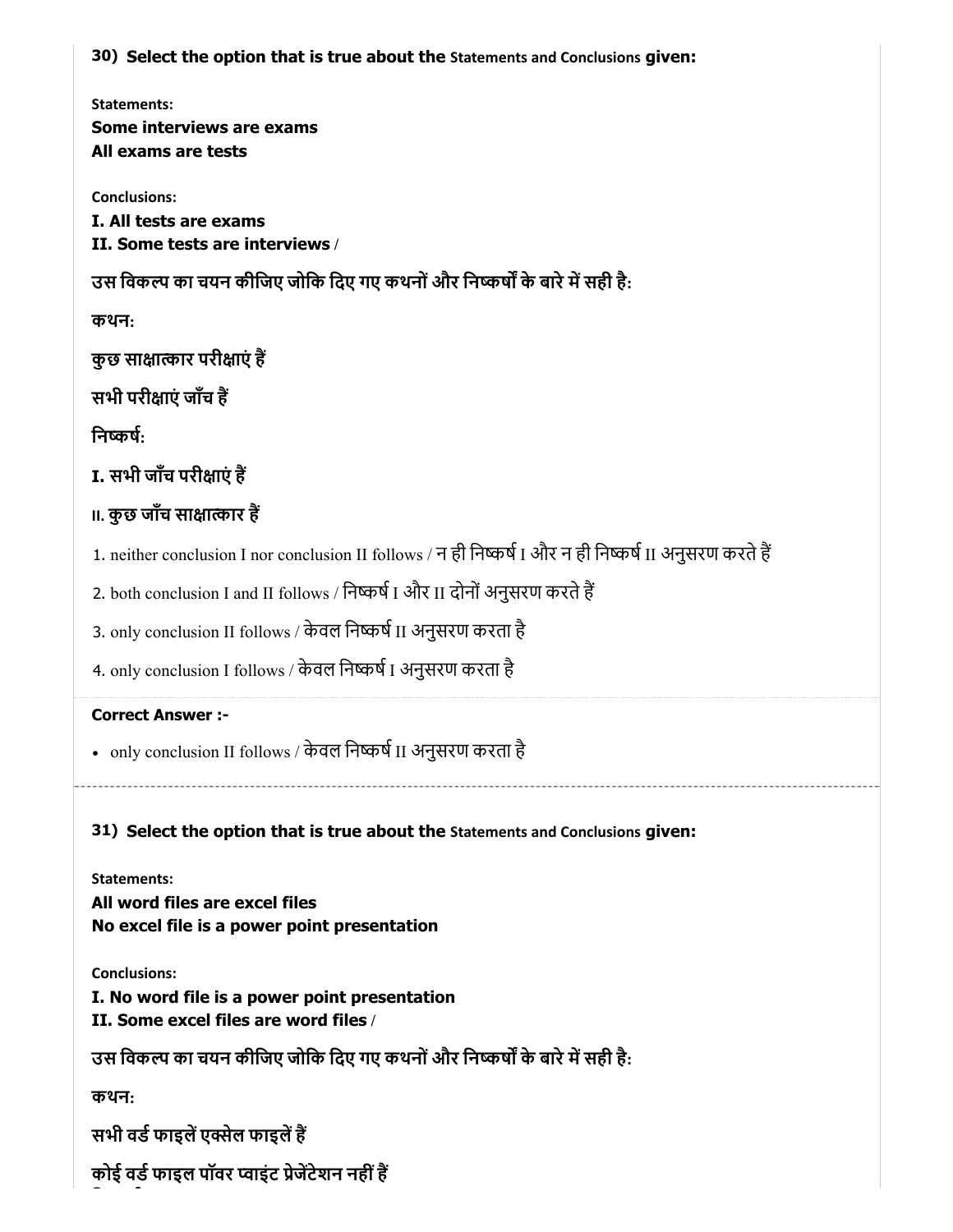**30) Select the option that is true about the Statements and Conclusions given:**

**Statements:**

**Some interviews are exams**

**All exams are tests**

**Conclusions:**

**I. All tests are exams**

**II. Some tests are interviews /**

**उस विकल्प का चयन कीजिए जोकि दिए गए कथनों और निष्कर्षों के बारे में सही है:**

**कथन:**

**कुछ साक्षात्कार परीक्षाएं हैं**

**सभी परीक्षाएं जाँच हैं**

**निष्कर्ष:**

**I. सभी जाँच परीक्षाएं हैं**

**II. कुछ जाँच साक्षात्कार हैं**

1. neither conclusion I nor conclusion II follows / न ही निष्कर्ष I और न ही निष्कर्ष II अनुसरण करते हैं
2. both conclusion I and II follows / निष्कर्ष I और II दोनों अनुसरण करते हैं
3. only conclusion II follows / केवल निष्कर्ष II अनुसरण करता है
4. only conclusion I follows / केवल निष्कर्ष I अनुसरण करता है

**Correct Answer :-**

- only conclusion II follows / केवल निष्कर्ष II अनुसरण करता है

---

**31) Select the option that is true about the Statements and Conclusions given:**

**Statements:**

**All word files are excel files**

**No excel file is a power point presentation**

**Conclusions:**

**I. No word file is a power point presentation**

**II. Some excel files are word files /**

**उस विकल्प का चयन कीजिए जोकि दिए गए कथनों और निष्कर्षों के बारे में सही है:**

**कथन:**

**सभी वर्ड फाइलें एक्सेल फाइलें हैं**

**कोई वर्ड फाइल पॉवर प्वाइंट प्रेजेंटेशन नहीं हैं**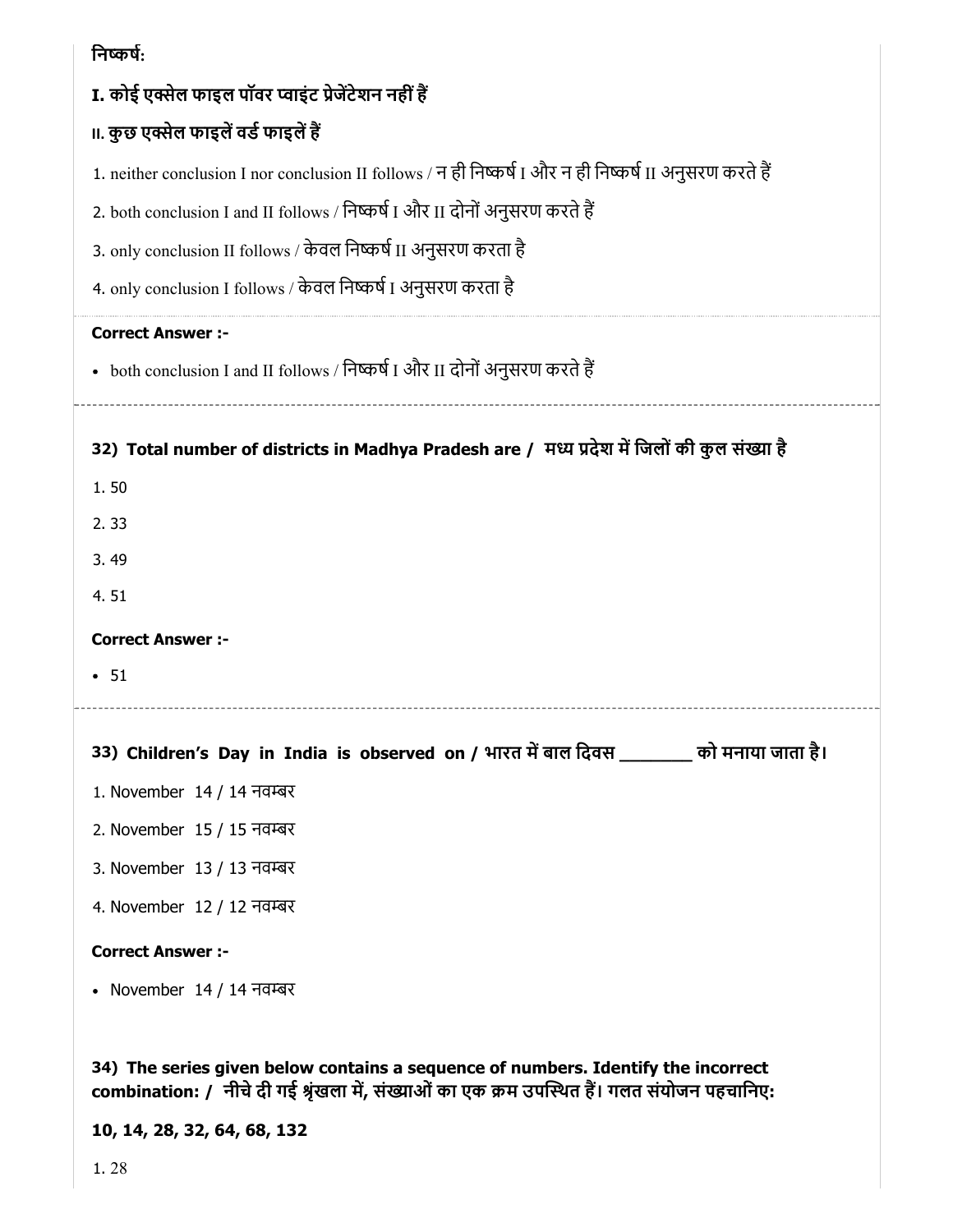**निष्कर्ष:**

**I. कोई एक्सेल फाइल पॉवर प्वाइंट प्रेजेंटेशन नहीं हैं**

**II. कुछ एक्सेल फाइलें वर्ड फाइलें हैं**

1. neither conclusion I nor conclusion II follows / न ही निष्कर्ष I और न ही निष्कर्ष II अनुसरण करते हैं
2. both conclusion I and II follows / निष्कर्ष I और II दोनों अनुसरण करते हैं
3. only conclusion II follows / केवल निष्कर्ष II अनुसरण करता है
4. only conclusion I follows / केवल निष्कर्ष I अनुसरण करता है

**Correct Answer :-**

- both conclusion I and II follows / निष्कर्ष I और II दोनों अनुसरण करते हैं

---

**32) Total number of districts in Madhya Pradesh are / मध्य प्रदेश में जिलों की कुल संख्या है**

1. 50
2. 33
3. 49
4. 51

**Correct Answer :-**

- 51

---

**33) Children's Day in India is observed on / भारत में बाल दिवस ________ को मनाया जाता है।**

1. November 14 / 14 नवम्बर
2. November 15 / 15 नवम्बर
3. November 13 / 13 नवम्बर
4. November 12 / 12 नवम्बर

**Correct Answer :-**

- November 14 / 14 नवम्बर

**34) The series given below contains a sequence of numbers. Identify the incorrect combination: / नीचे दी गई श्रृंखला में, संख्याओं का एक क्रम उपस्थित हैं। गलत संयोजन पहचानिए:**

**10, 14, 28, 32, 64, 68, 132**

1. 28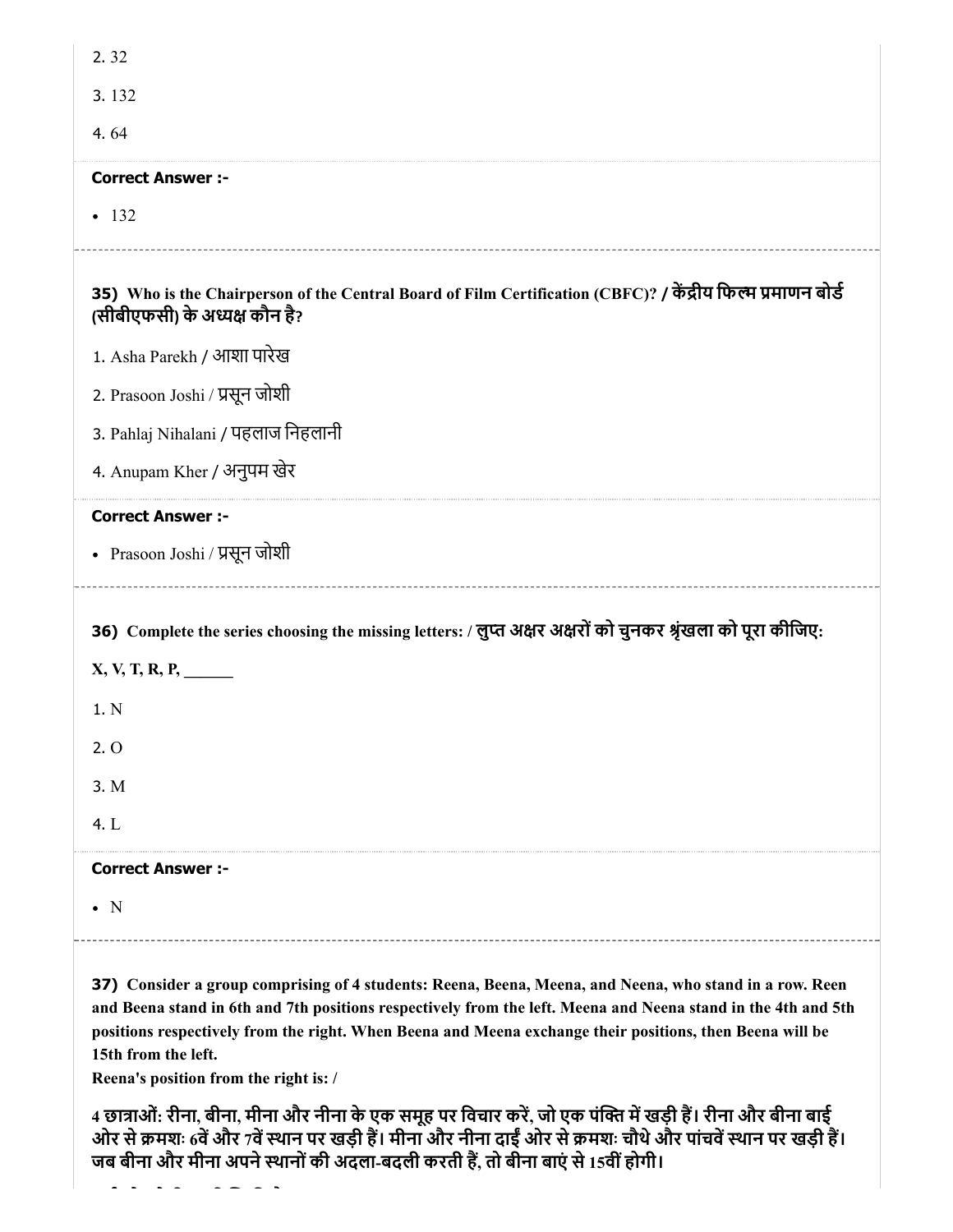2. 32

3. 132

4. 64

**Correct Answer :-**

- 132

---

**35) Who is the Chairperson of the Central Board of Film Certification (CBFC)? / केंद्रीय फिल्म प्रमाणन बोर्ड (सीबीएफसी) के अध्यक्ष कौन है?**

1. Asha Parekh / आशा पारेख

2. Prasoon Joshi / प्रसून जोशी

3. Pahlaj Nihalani / पहलाज निहलानी

4. Anupam Kher / अनुपम खेर

**Correct Answer :-**

- Prasoon Joshi / प्रसून जोशी

---

**36) Complete the series choosing the missing letters: / लुप्त अक्षर अक्षरों को चुनकर श्रृंखला को पूरा कीजिए:**

**X, V, T, R, P, ______**

1. N

2. O

3. M

4. L

**Correct Answer :-**

- N

---

**37) Consider a group comprising of 4 students: Reena, Beena, Meena, and Neena, who stand in a row. Reen and Beena stand in 6th and 7th positions respectively from the left. Meena and Neena stand in the 4th and 5th positions respectively from the right. When Beena and Meena exchange their positions, then Beena will be 15th from the left.**
**Reena's position from the right is: /**

**4 छात्राओं: रीना, बीना, मीना और नीना के एक समूह पर विचार करें, जो एक पंक्ति में खड़ी हैं। रीना और बीना बाईं ओर से क्रमशः 6वें और 7वें स्थान पर खड़ी हैं। मीना और नीना दाईं ओर से क्रमशः चौथे और पांचवें स्थान पर खड़ी हैं। जब बीना और मीना अपने स्थानों की अदला-बदली करती हैं, तो बीना बाएं से 15वीं होगी।**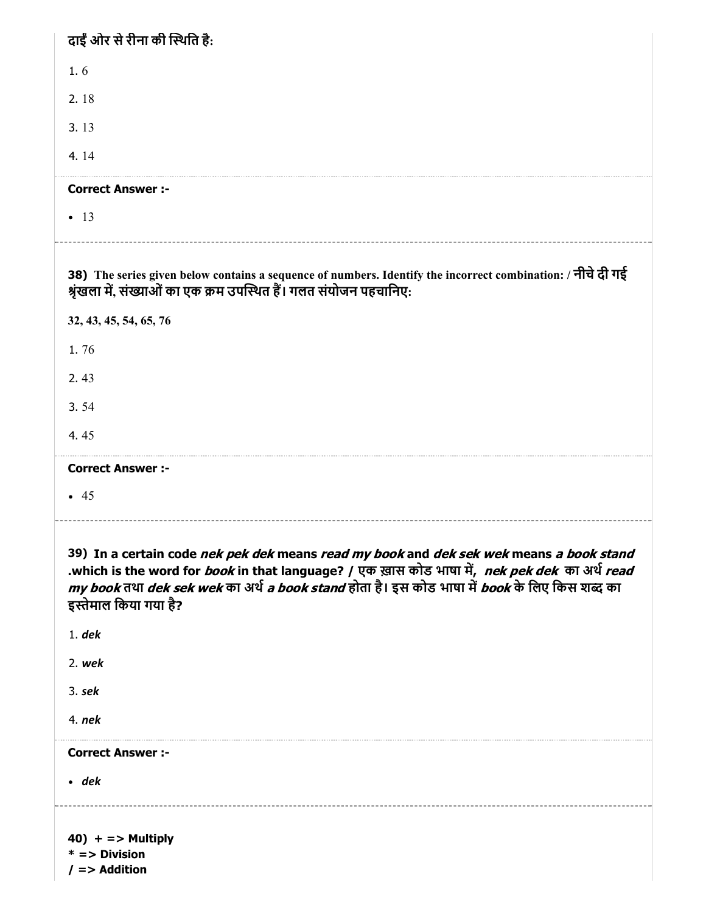दाईं ओर से रीना की स्थिति है:

1. 6

2. 18

3. 13

4. 14

**Correct Answer :-**

- 13

---

**38)** **The series given below contains a sequence of numbers. Identify the incorrect combination: / नीचे दी गई श्रृंखला में, संख्याओं का एक क्रम उपस्थित हैं। गलत संयोजन पहचानिए:**

**32, 43, 45, 54, 65, 76**

1. 76

2. 43

3. 54

4. 45

**Correct Answer :-**

- 45

---

**39) In a certain code *nek pek dek* means *read my book* and *dek sek wek* means *a book stand* .which is the word for *book* in that language? / एक ख़ास कोड भाषा में, *nek pek dek* का अर्थ *read my book* तथा *dek sek wek* का अर्थ *a book stand* होता है। इस कोड भाषा में *book* के लिए किस शब्द का इस्तेमाल किया गया है?**

1. ***dek***

2. ***wek***

3. ***sek***

4. ***nek***

**Correct Answer :-**

- ***dek***

---

**40) + => Multiply**
**\* => Division**
**/ => Addition**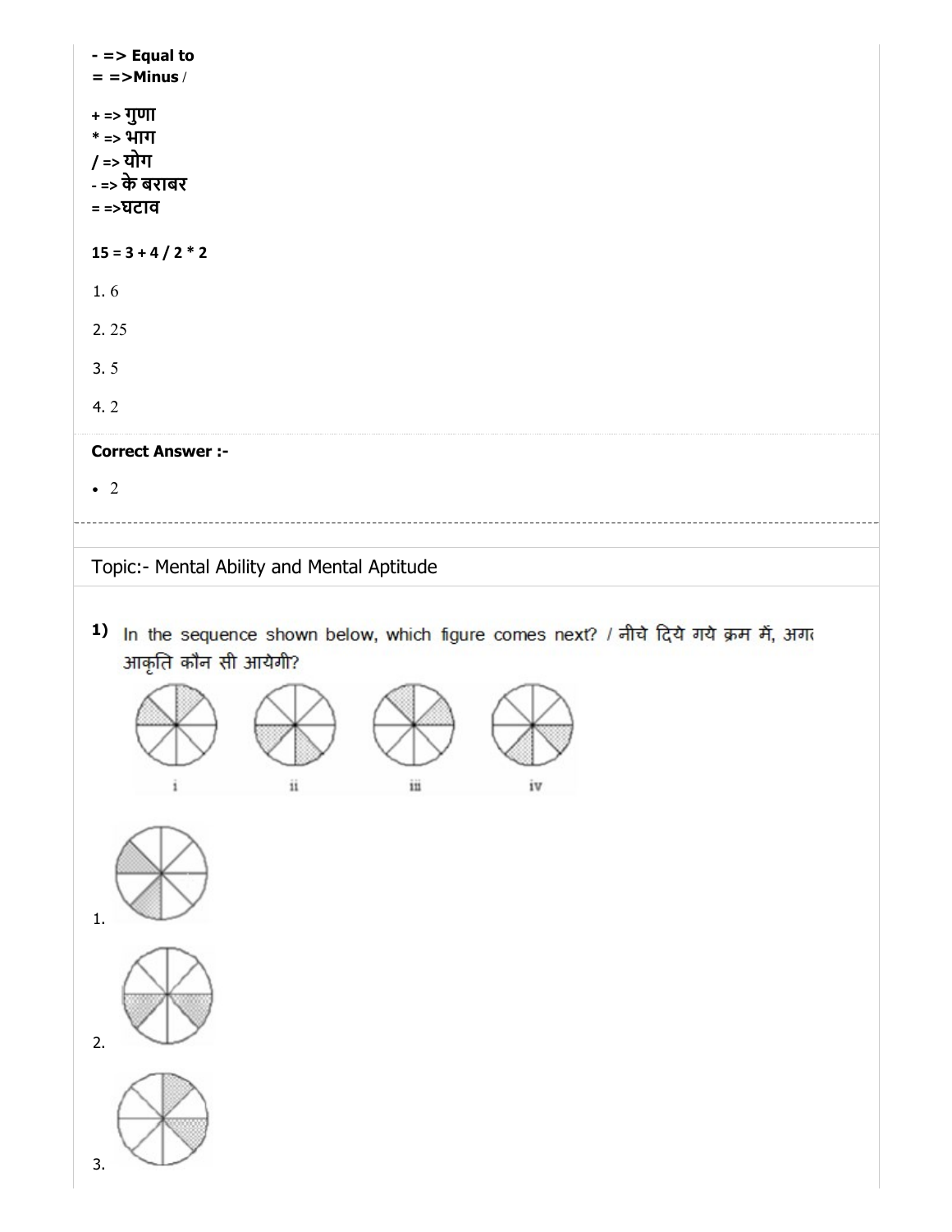**- => Equal to**
**= =>Minus /**

**+ => गुणा**
**\* => भाग**
**/ => योग**
**- => के बराबर**
**= =>घटाव**

**15 = 3 + 4 / 2 * 2**

1. 6

2. 25

3. 5

4. 2

**Correct Answer :-**

- 2

---

Topic:- Mental Ability and Mental Aptitude

1) In the sequence shown below, which figure comes next? / नीचे दिये गये क्रम में, अगल आकृति कौन सी आयेगी?

i ii iii iv

1.

2.

3.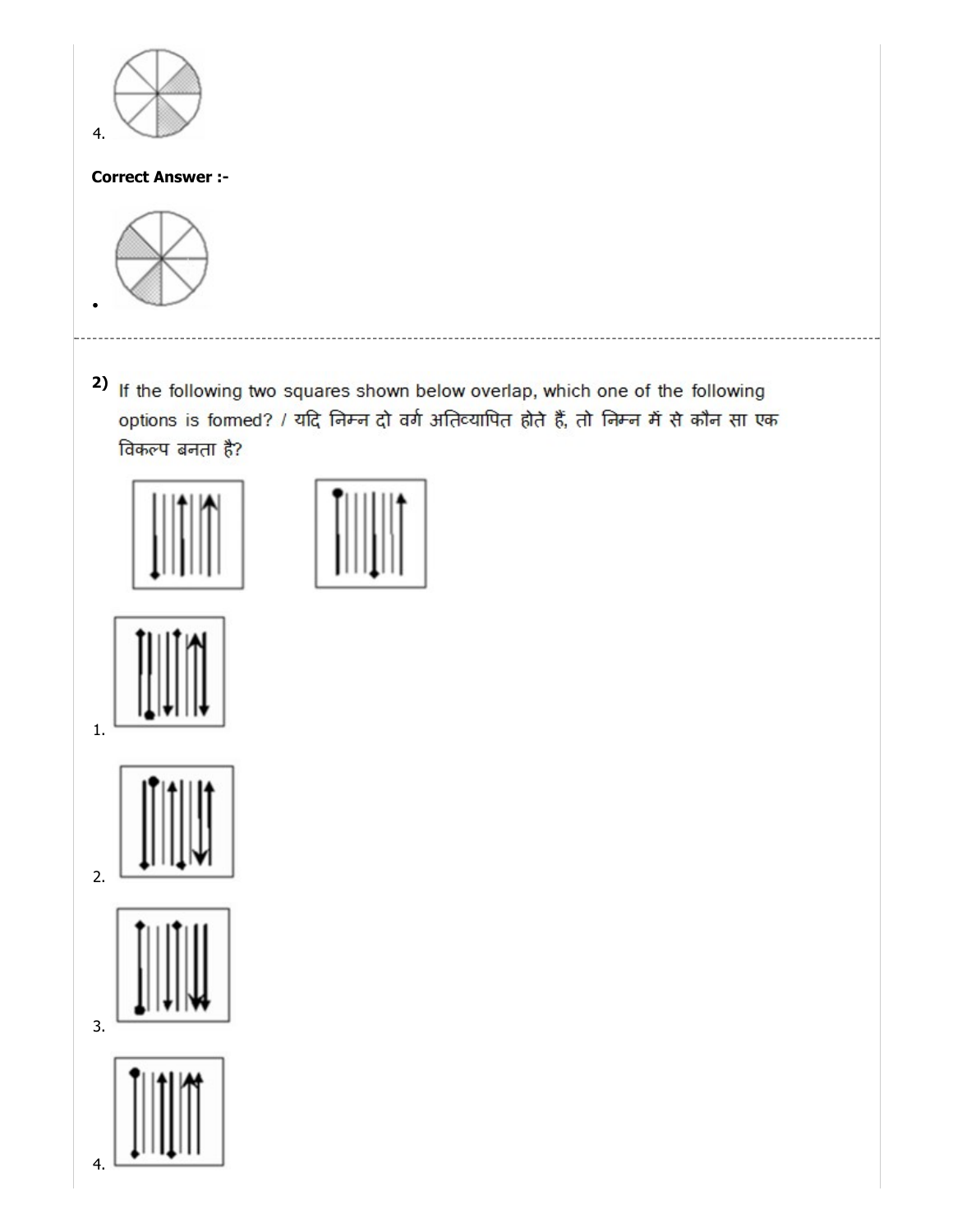4.

**Correct Answer :-**

•

---

**2)** If the following two squares shown below overlap, which one of the following options is formed? / यदि निम्न दो वर्ग अतिव्यापित होते हैं, तो निम्न में से कौन सा एक विकल्प बनता है?

1.

2.

3.

4.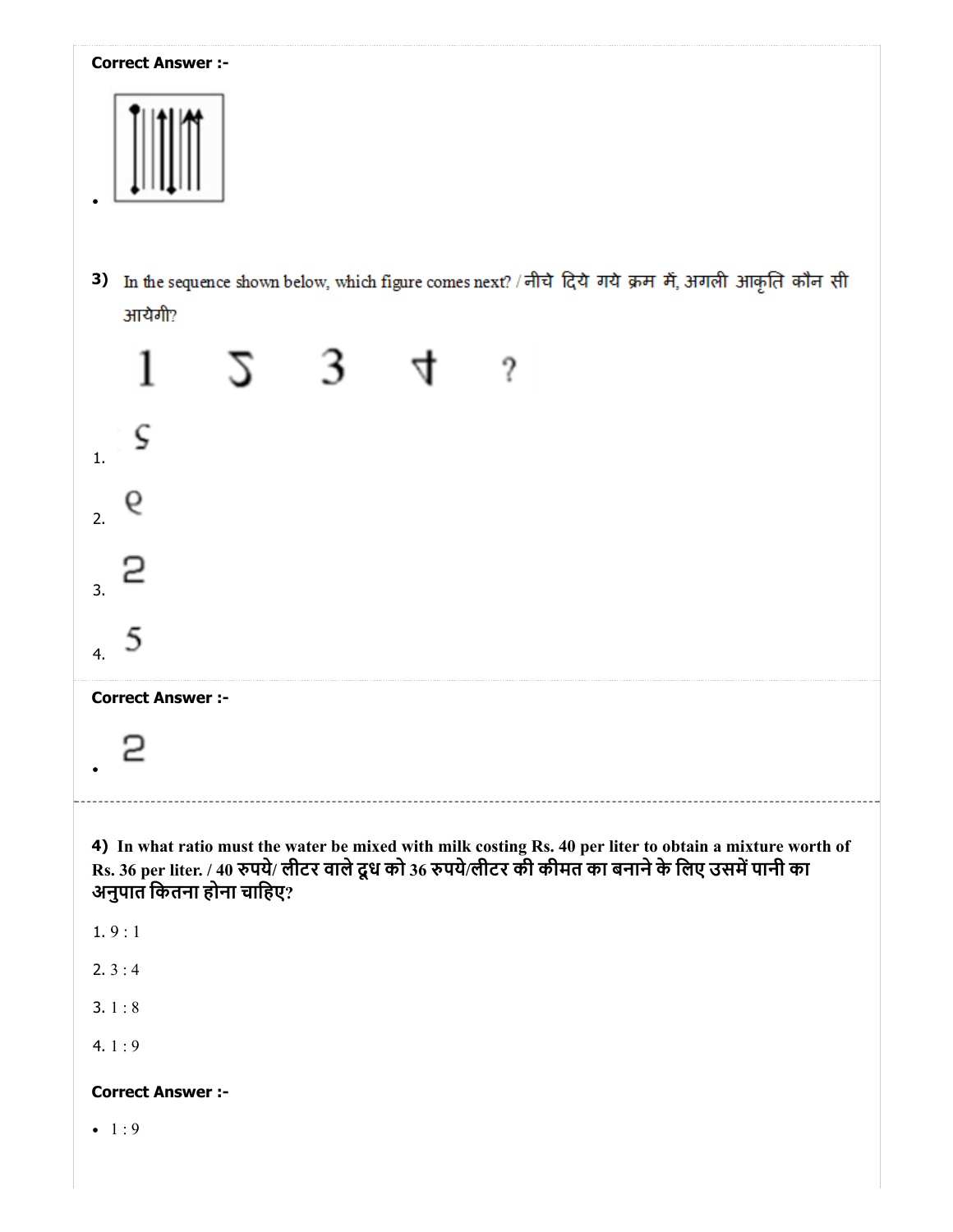**Correct Answer :-**

- 

3) In the sequence shown below, which figure comes next? / नीचे दिये गये क्रम में, अगली आकृति कौन सी आयेगी?

1 Ƨ 3 ⊬ ?

1. ς
2. ϱ
3. 2
4. 5

**Correct Answer :-**

- 2

4) **In what ratio must the water be mixed with milk costing Rs. 40 per liter to obtain a mixture worth of Rs. 36 per liter. / 40 रुपये/ लीटर वाले दूध को 36 रुपये/लीटर की कीमत का बनाने के लिए उसमें पानी का अनुपात कितना होना चाहिए?**

1. 9 : 1
2. 3 : 4
3. 1 : 8
4. 1 : 9

**Correct Answer :-**

- 1 : 9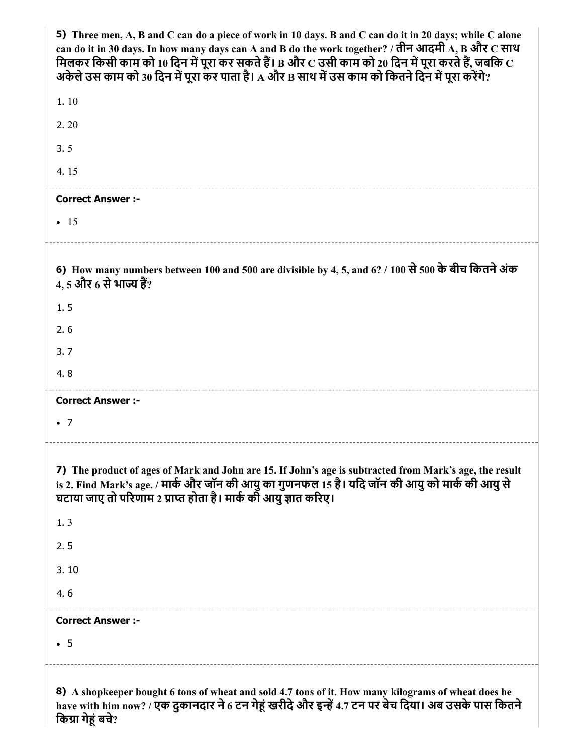**5)** **Three men, A, B and C can do a piece of work in 10 days. B and C can do it in 20 days; while C alone can do it in 30 days. In how many days can A and B do the work together? / तीन आदमी A, B और C साथ मिलकर किसी काम को 10 दिन में पूरा कर सकते हैं। B और C उसी काम को 20 दिन में पूरा करते हैं, जबकि C अकेले उस काम को 30 दिन में पूरा कर पाता है। A और B साथ में उस काम को कितने दिन में पूरा करेंगे?**

1. 10

2. 20

3. 5

4. 15

**Correct Answer :-**

- 15

---

**6)** **How many numbers between 100 and 500 are divisible by 4, 5, and 6? / 100 से 500 के बीच कितने अंक 4, 5 और 6 से भाज्य हैं?**

1. 5

2. 6

3. 7

4. 8

**Correct Answer :-**

- 7

---

**7)** **The product of ages of Mark and John are 15. If John's age is subtracted from Mark's age, the result is 2. Find Mark's age. / मार्क और जॉन की आयु का गुणनफल 15 है। यदि जॉन की आयु को मार्क की आयु से घटाया जाए तो परिणाम 2 प्राप्त होता है। मार्क की आयु ज्ञात करिए।**

1. 3

2. 5

3. 10

4. 6

**Correct Answer :-**

- 5

---

**8)** **A shopkeeper bought 6 tons of wheat and sold 4.7 tons of it. How many kilograms of wheat does he have with him now? / एक दुकानदार ने 6 टन गेहूं खरीदे और इन्हें 4.7 टन पर बेच दिया। अब उसके पास कितने किग्रा गेहूं बचे?**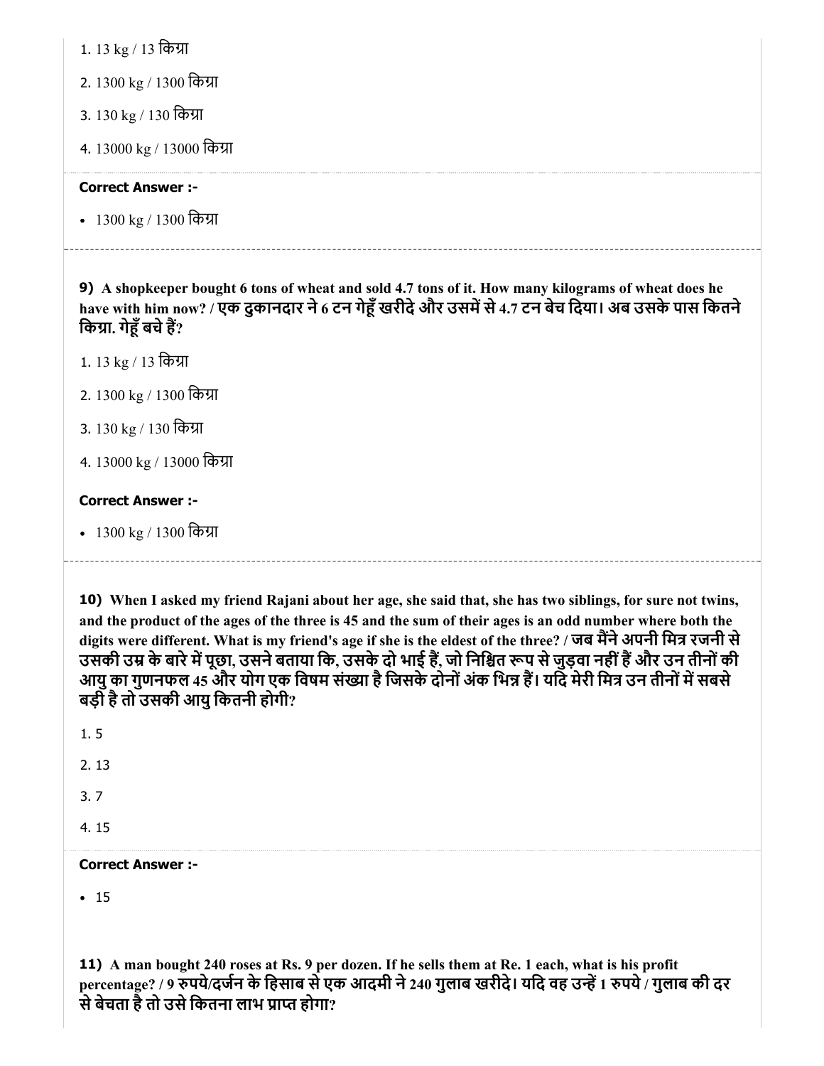1. 13 kg / 13 किग्रा

2. 1300 kg / 1300 किग्रा

3. 130 kg / 130 किग्रा

4. 13000 kg / 13000 किग्रा

**Correct Answer :-**

- 1300 kg / 1300 किग्रा

---

**9)** **A shopkeeper bought 6 tons of wheat and sold 4.7 tons of it. How many kilograms of wheat does he have with him now? / एक दुकानदार ने 6 टन गेहूँ खरीदे और उसमें से 4.7 टन बेच दिया। अब उसके पास कितने किग्रा. गेहूँ बचे हैं?**

1. 13 kg / 13 किग्रा

2. 1300 kg / 1300 किग्रा

3. 130 kg / 130 किग्रा

4. 13000 kg / 13000 किग्रा

**Correct Answer :-**

- 1300 kg / 1300 किग्रा

---

**10)** **When I asked my friend Rajani about her age, she said that, she has two siblings, for sure not twins, and the product of the ages of the three is 45 and the sum of their ages is an odd number where both the digits were different. What is my friend's age if she is the eldest of the three? / जब मैंने अपनी मित्र रजनी से उसकी उम्र के बारे में पूछा, उसने बताया कि, उसके दो भाई हैं, जो निश्चित रूप से जुड़वा नहीं हैं और उन तीनों की आयु का गुणनफल 45 और योग एक विषम संख्या है जिसके दोनों अंक भिन्न हैं। यदि मेरी मित्र उन तीनों में सबसे बड़ी है तो उसकी आयु कितनी होगी?**

1. 5

2. 13

3. 7

4. 15

**Correct Answer :-**

- 15

**11)** **A man bought 240 roses at Rs. 9 per dozen. If he sells them at Re. 1 each, what is his profit percentage? / 9 रुपये/दर्जन के हिसाब से एक आदमी ने 240 गुलाब खरीदे। यदि वह उन्हें 1 रुपये / गुलाब की दर से बेचता है तो उसे कितना लाभ प्राप्त होगा?**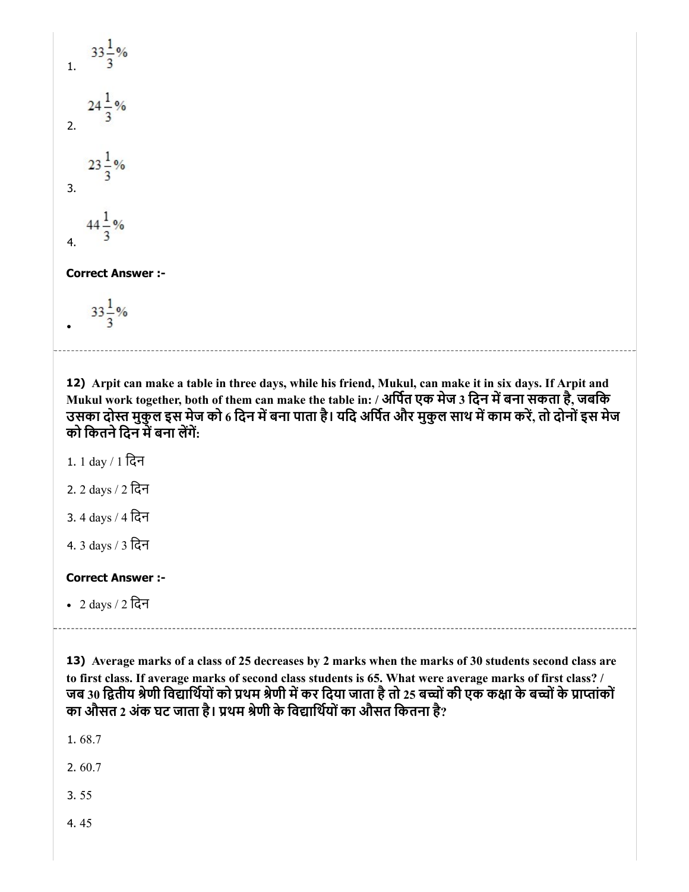1. $33\frac{1}{3}\%$

2. $24\frac{1}{3}\%$

3. $23\frac{1}{3}\%$

4. $44\frac{1}{3}\%$

**Correct Answer :-**

- $33\frac{1}{3}\%$

---

**12)** **Arpit can make a table in three days, while his friend, Mukul, can make it in six days. If Arpit and Mukul work together, both of them can make the table in: / अर्पित एक मेज 3 दिन में बना सकता है, जबकि उसका दोस्त मुकुल इस मेज को 6 दिन में बना पाता है। यदि अर्पित और मुकुल साथ में काम करें, तो दोनों इस मेज को कितने दिन में बना लेंगें:**

1. 1 day / 1 दिन

2. 2 days / 2 दिन

3. 4 days / 4 दिन

4. 3 days / 3 दिन

**Correct Answer :-**

- 2 days / 2 दिन

---

**13)** **Average marks of a class of 25 decreases by 2 marks when the marks of 30 students second class are to first class. If average marks of second class students is 65. What were average marks of first class? / जब 30 द्वितीय श्रेणी विद्यार्थियों को प्रथम श्रेणी में कर दिया जाता है तो 25 बच्चों की एक कक्षा के बच्चों के प्राप्तांकों का औसत 2 अंक घट जाता है। प्रथम श्रेणी के विद्यार्थियों का औसत कितना है?**

1. 68.7

2. 60.7

3. 55

4. 45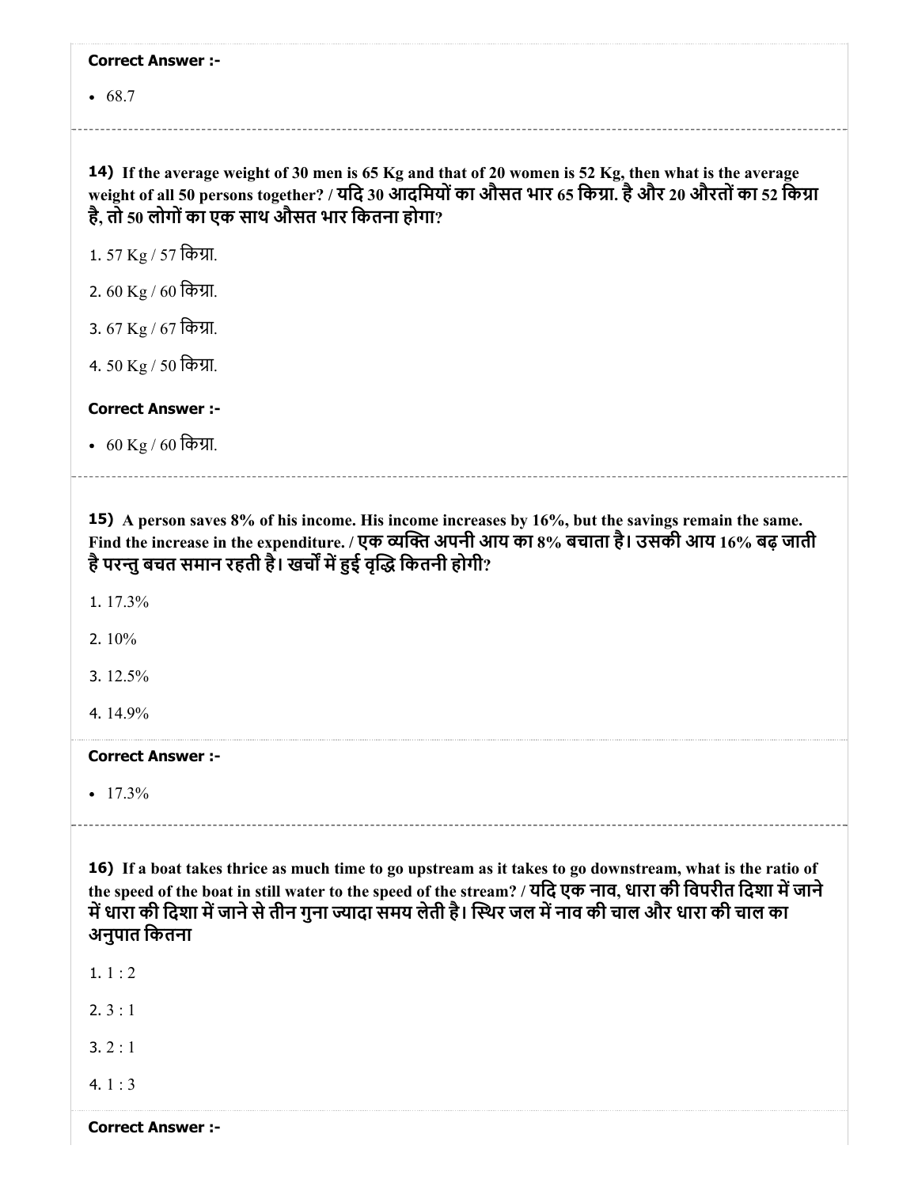**Correct Answer :-**

- 68.7

---

**14)** **If the average weight of 30 men is 65 Kg and that of 20 women is 52 Kg, then what is the average weight of all 50 persons together? / यदि 30 आदमियों का औसत भार 65 किग्रा. है और 20 औरतों का 52 किग्रा है, तो 50 लोगों का एक साथ औसत भार कितना होगा?**

1. 57 Kg / 57 किग्रा.
2. 60 Kg / 60 किग्रा.
3. 67 Kg / 67 किग्रा.
4. 50 Kg / 50 किग्रा.

**Correct Answer :-**

- 60 Kg / 60 किग्रा.

---

**15)** **A person saves 8% of his income. His income increases by 16%, but the savings remain the same. Find the increase in the expenditure. / एक व्यक्ति अपनी आय का 8% बचाता है। उसकी आय 16% बढ़ जाती है परन्तु बचत समान रहती है। खर्चों में हुई वृद्धि कितनी होगी?**

1. 17.3%
2. 10%
3. 12.5%
4. 14.9%

**Correct Answer :-**

- 17.3%

---

**16)** **If a boat takes thrice as much time to go upstream as it takes to go downstream, what is the ratio of the speed of the boat in still water to the speed of the stream? / यदि एक नाव, धारा की विपरीत दिशा में जाने में धारा की दिशा में जाने से तीन गुना ज्यादा समय लेती है। स्थिर जल में नाव की चाल और धारा की चाल का अनुपात कितना**

1. 1 : 2
2. 3 : 1
3. 2 : 1
4. 1 : 3

**Correct Answer :-**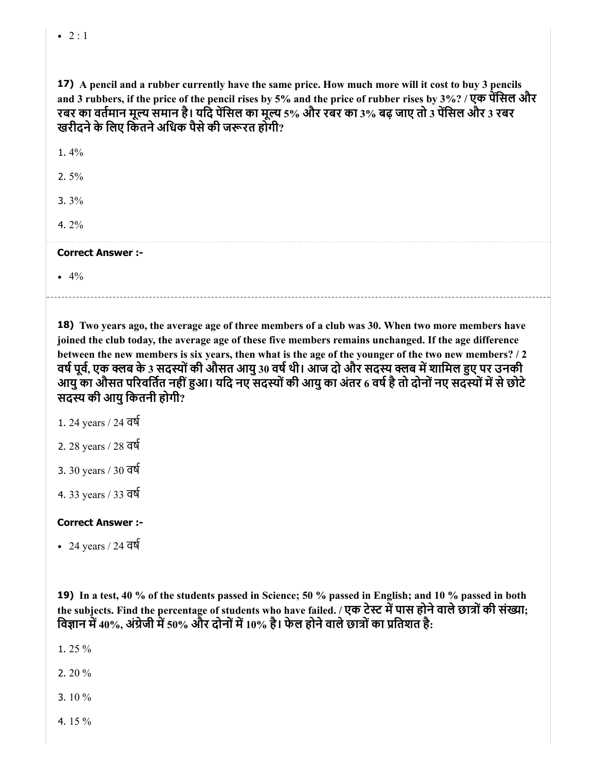- 2 : 1

**17)** **A pencil and a rubber currently have the same price. How much more will it cost to buy 3 pencils and 3 rubbers, if the price of the pencil rises by 5% and the price of rubber rises by 3%? / एक पेंसिल और रबर का वर्तमान मूल्य समान है। यदि पेंसिल का मूल्य 5% और रबर का 3% बढ़ जाए तो 3 पेंसिल और 3 रबर खरीदने के लिए कितने अधिक पैसे की जरूरत होगी?**

1. 4%
2. 5%
3. 3%
4. 2%

**Correct Answer :-**

- 4%

---

**18)** **Two years ago, the average age of three members of a club was 30. When two more members have joined the club today, the average age of these five members remains unchanged. If the age difference between the new members is six years, then what is the age of the younger of the two new members? / 2 वर्ष पूर्व, एक क्लब के 3 सदस्यों की औसत आयु 30 वर्ष थी। आज दो और सदस्य क्लब में शामिल हुए पर उनकी आयु का औसत परिवर्तित नहीं हुआ। यदि नए सदस्यों की आयु का अंतर 6 वर्ष है तो दोनों नए सदस्यों में से छोटे सदस्य की आयु कितनी होगी?**

1. 24 years / 24 वर्ष
2. 28 years / 28 वर्ष
3. 30 years / 30 वर्ष
4. 33 years / 33 वर्ष

**Correct Answer :-**

- 24 years / 24 वर्ष

**19)** **In a test, 40 % of the students passed in Science; 50 % passed in English; and 10 % passed in both the subjects. Find the percentage of students who have failed. / एक टेस्ट में पास होने वाले छात्रों की संख्या; विज्ञान में 40%, अंग्रेजी में 50% और दोनों में 10% है। फेल होने वाले छात्रों का प्रतिशत है:**

1. 25 %
2. 20 %
3. 10 %
4. 15 %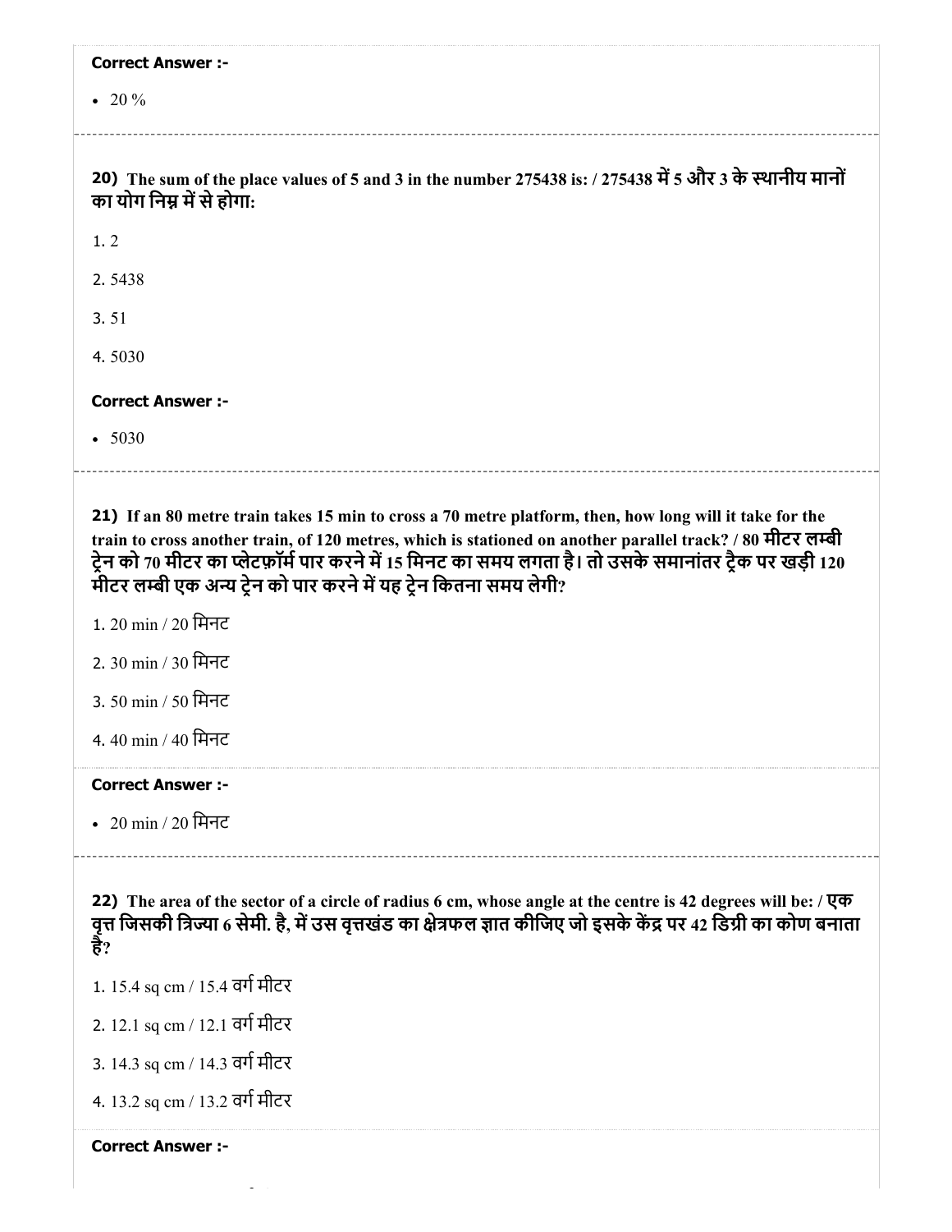**Correct Answer :-**

- 20 %

---

**20)** **The sum of the place values of 5 and 3 in the number 275438 is: / 275438 में 5 और 3 के स्थानीय मानों का योग निम्न में से होगा:**

1. 2
2. 5438
3. 51
4. 5030

**Correct Answer :-**

- 5030

---

**21)** **If an 80 metre train takes 15 min to cross a 70 metre platform, then, how long will it take for the train to cross another train, of 120 metres, which is stationed on another parallel track? / 80 मीटर लम्बी ट्रेन को 70 मीटर का प्लेटफ़ॉर्म पार करने में 15 मिनट का समय लगता है। तो उसके समानांतर ट्रैक पर खड़ी 120 मीटर लम्बी एक अन्य ट्रेन को पार करने में यह ट्रेन कितना समय लेगी?**

1. 20 min / 20 मिनट
2. 30 min / 30 मिनट
3. 50 min / 50 मिनट
4. 40 min / 40 मिनट

**Correct Answer :-**

- 20 min / 20 मिनट

---

**22)** **The area of the sector of a circle of radius 6 cm, whose angle at the centre is 42 degrees will be: / एक वृत्त जिसकी त्रिज्या 6 सेमी. है, में उस वृत्तखंड का क्षेत्रफल ज्ञात कीजिए जो इसके केंद्र पर 42 डिग्री का कोण बनाता है?**

1. 15.4 sq cm / 15.4 वर्ग मीटर
2. 12.1 sq cm / 12.1 वर्ग मीटर
3. 14.3 sq cm / 14.3 वर्ग मीटर
4. 13.2 sq cm / 13.2 वर्ग मीटर

**Correct Answer :-**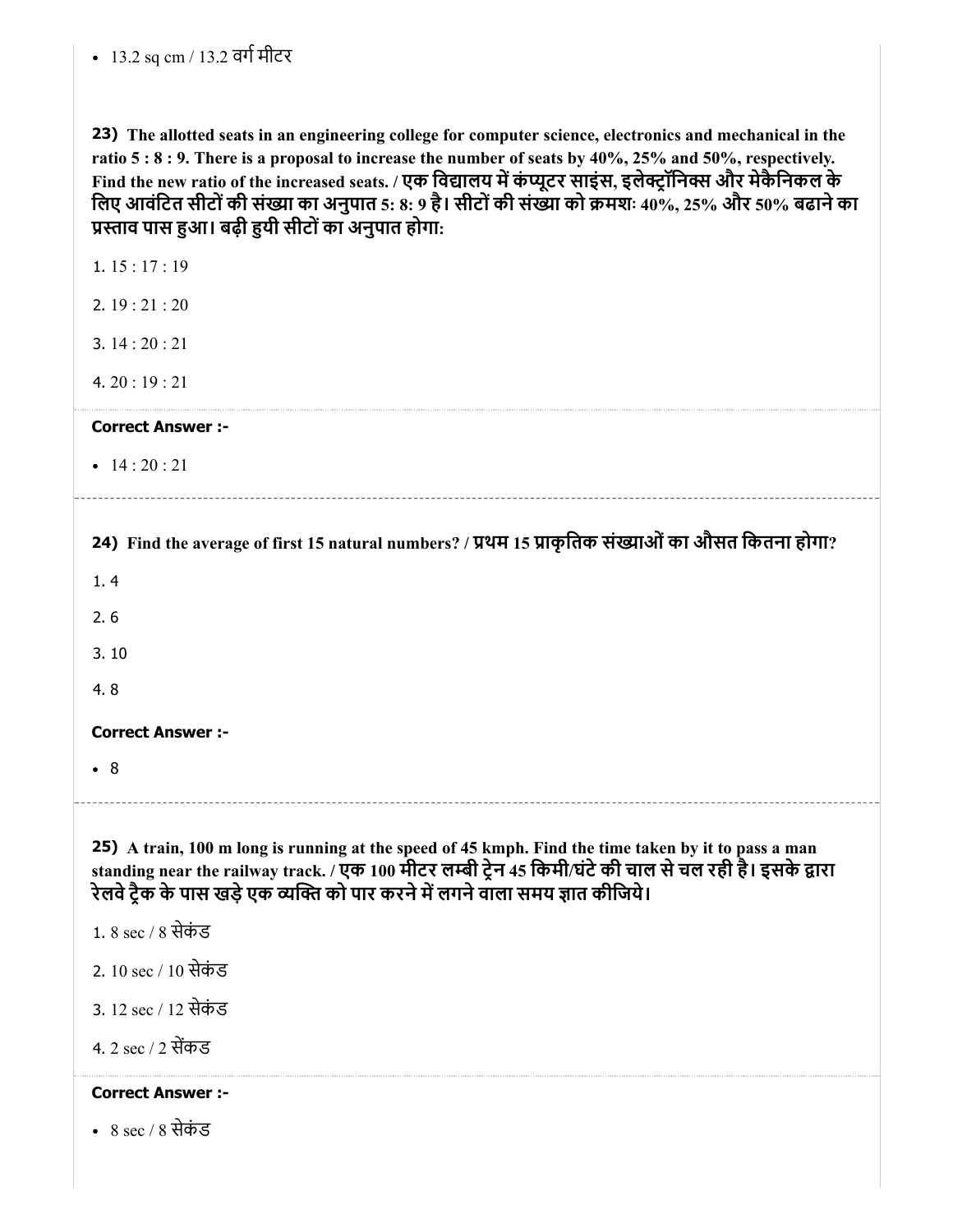- 13.2 sq cm / 13.2 वर्ग मीटर

**23) The allotted seats in an engineering college for computer science, electronics and mechanical in the ratio 5 : 8 : 9. There is a proposal to increase the number of seats by 40%, 25% and 50%, respectively. Find the new ratio of the increased seats. / एक विद्यालय में कंप्यूटर साइंस, इलेक्ट्रॉनिक्स और मेकैनिकल के लिए आवंटित सीटों की संख्या का अनुपात 5: 8: 9 है। सीटों की संख्या को क्रमशः 40%, 25% और 50% बढाने का प्रस्ताव पास हुआ। बढ़ी हुयी सीटों का अनुपात होगा:**

1. 15 : 17 : 19
2. 19 : 21 : 20
3. 14 : 20 : 21
4. 20 : 19 : 21

**Correct Answer :-**

- 14 : 20 : 21

---

**24) Find the average of first 15 natural numbers? / प्रथम 15 प्राकृतिक संख्याओं का औसत कितना होगा?**

1. 4
2. 6
3. 10
4. 8

**Correct Answer :-**

- 8

---

**25) A train, 100 m long is running at the speed of 45 kmph. Find the time taken by it to pass a man standing near the railway track. / एक 100 मीटर लम्बी ट्रेन 45 किमी/घंटे की चाल से चल रही है। इसके द्वारा रेलवे ट्रैक के पास खड़े एक व्यक्ति को पार करने में लगने वाला समय ज्ञात कीजिये।**

1. 8 sec / 8 सेकंड
2. 10 sec / 10 सेकंड
3. 12 sec / 12 सेकंड
4. 2 sec / 2 सेंकड

**Correct Answer :-**

- 8 sec / 8 सेकंड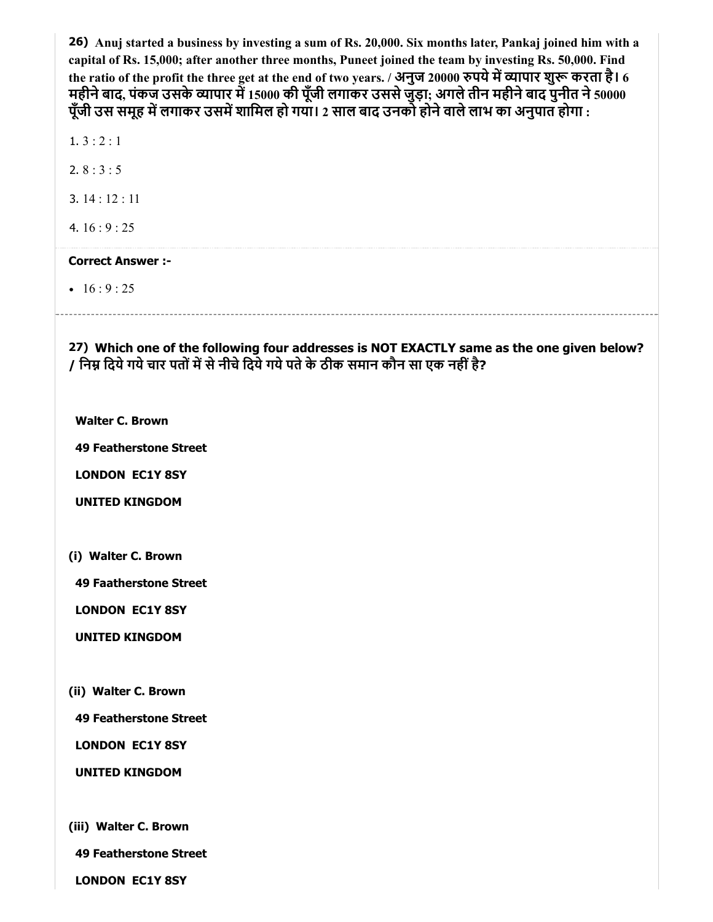26) **Anuj started a business by investing a sum of Rs. 20,000. Six months later, Pankaj joined him with a capital of Rs. 15,000; after another three months, Puneet joined the team by investing Rs. 50,000. Find the ratio of the profit the three get at the end of two years. / अनुज 20000 रुपये में व्यापार शुरू करता है। 6 महीने बाद, पंकज उसके व्यापार में 15000 की पूँजी लगाकर उससे जुड़ा; अगले तीन महीने बाद पुनीत ने 50000 पूँजी उस समूह में लगाकर उसमें शामिल हो गया। 2 साल बाद उनको होने वाले लाभ का अनुपात होगा :**

1. 3 : 2 : 1

2. 8 : 3 : 5

3. 14 : 12 : 11

4. 16 : 9 : 25

**Correct Answer :-**

- 16 : 9 : 25

---

27) **Which one of the following four addresses is NOT EXACTLY same as the one given below? / निम्न दिये गये चार पतों में से नीचे दिये गये पते के ठीक समान कौन सा एक नहीं है?**

**Walter C. Brown**

**49 Featherstone Street**

**LONDON EC1Y 8SY**

**UNITED KINGDOM**

**(i) Walter C. Brown**

**49 Faatherstone Street**

**LONDON EC1Y 8SY**

**UNITED KINGDOM**

**(ii) Walter C. Brown**

**49 Featherstone Street**

**LONDON EC1Y 8SY**

**UNITED KINGDOM**

**(iii) Walter C. Brown**

**49 Featherstone Street**

**LONDON EC1Y 8SY**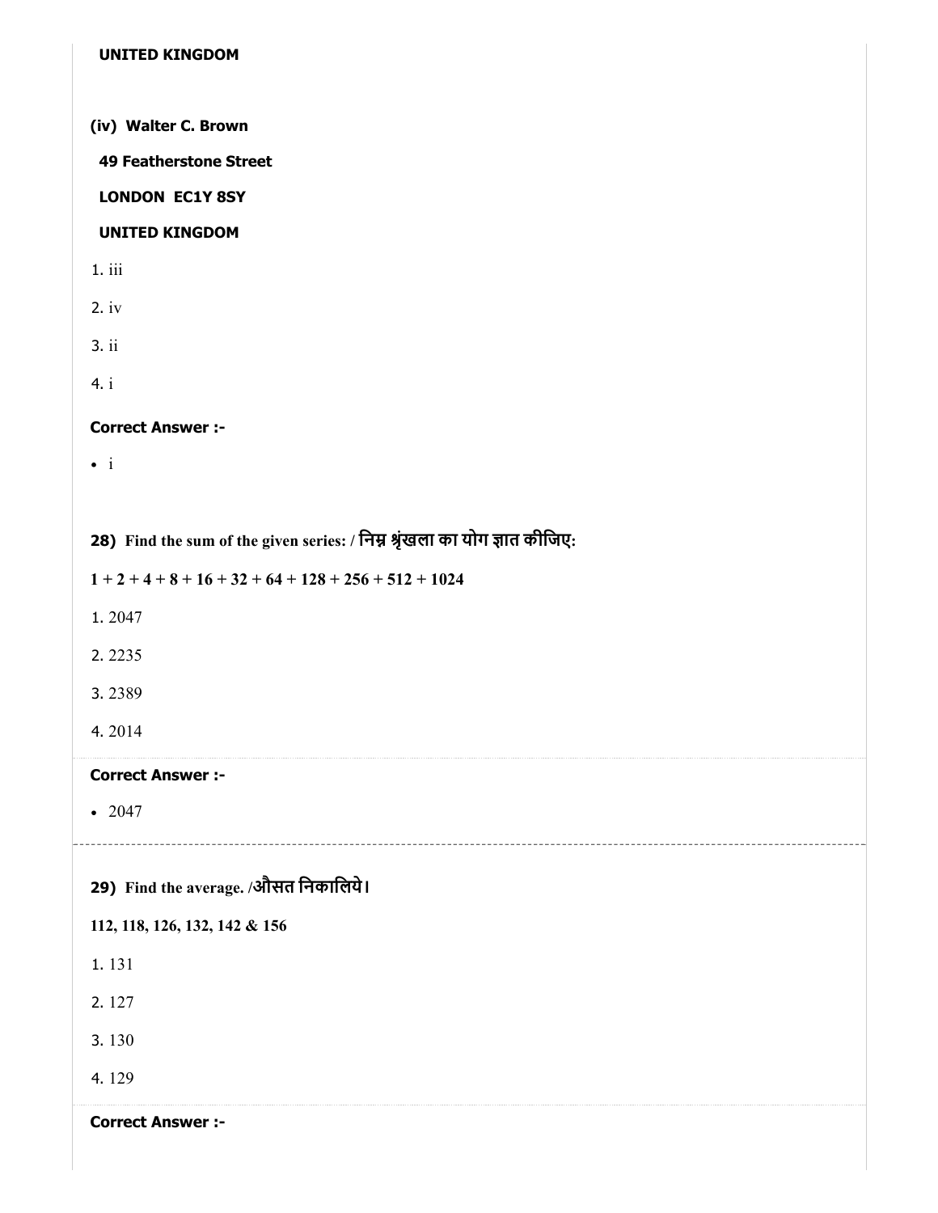**UNITED KINGDOM**

**(iv) Walter C. Brown**

**49 Featherstone Street**

**LONDON EC1Y 8SY**

**UNITED KINGDOM**

1. iii
2. iv
3. ii
4. i

**Correct Answer :-**

- i

**28) Find the sum of the given series: / निम्न श्रृंखला का योग ज्ञात कीजिए:**

**1 + 2 + 4 + 8 + 16 + 32 + 64 + 128 + 256 + 512 + 1024**

1. 2047
2. 2235
3. 2389
4. 2014

**Correct Answer :-**

- 2047

**29) Find the average. /औसत निकालिये।**

**112, 118, 126, 132, 142 & 156**

1. 131
2. 127
3. 130
4. 129

**Correct Answer :-**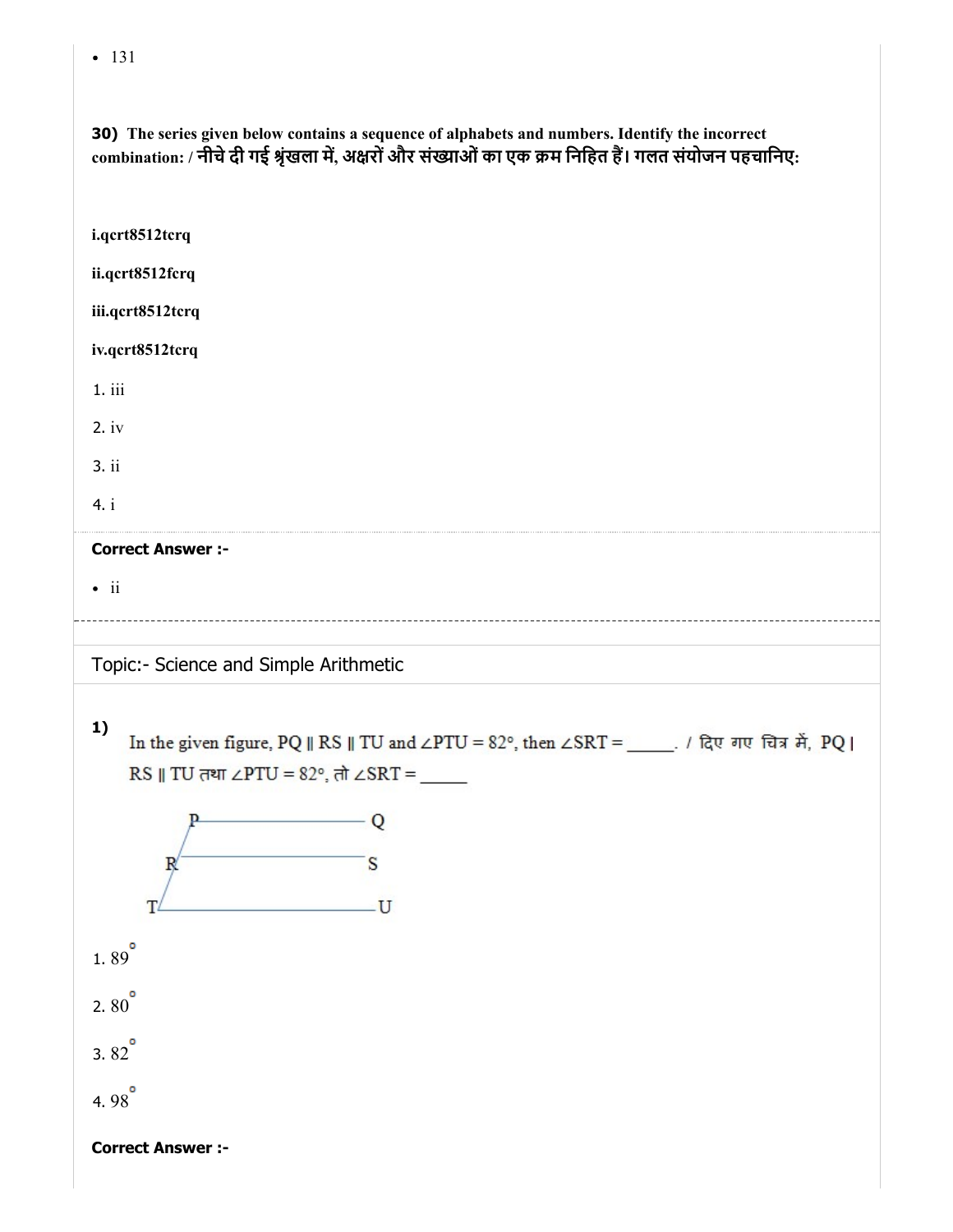- 131

**30) The series given below contains a sequence of alphabets and numbers. Identify the incorrect combination: / नीचे दी गई श्रृंखला में, अक्षरों और संख्याओं का एक क्रम निहित हैं। गलत संयोजन पहचानिए:**

**i.qcrt8512tcrq**

**ii.qcrt8512fcrq**

**iii.qcrt8512tcrq**

**iv.qcrt8512tcrq**

1. iii
2. iv
3. ii
4. i

**Correct Answer :-**

- ii

---

Topic:- Science and Simple Arithmetic

**1)**

In the given figure, PQ ∥ RS ∥ TU and ∠PTU = 82°, then ∠SRT = _____. / दिए गए चित्र में, PQ ∥ RS ∥ TU तथा ∠PTU = 82°, तो ∠SRT = _____

1. $89^\circ$
2. $80^\circ$
3. $82^\circ$
4. $98^\circ$

**Correct Answer :-**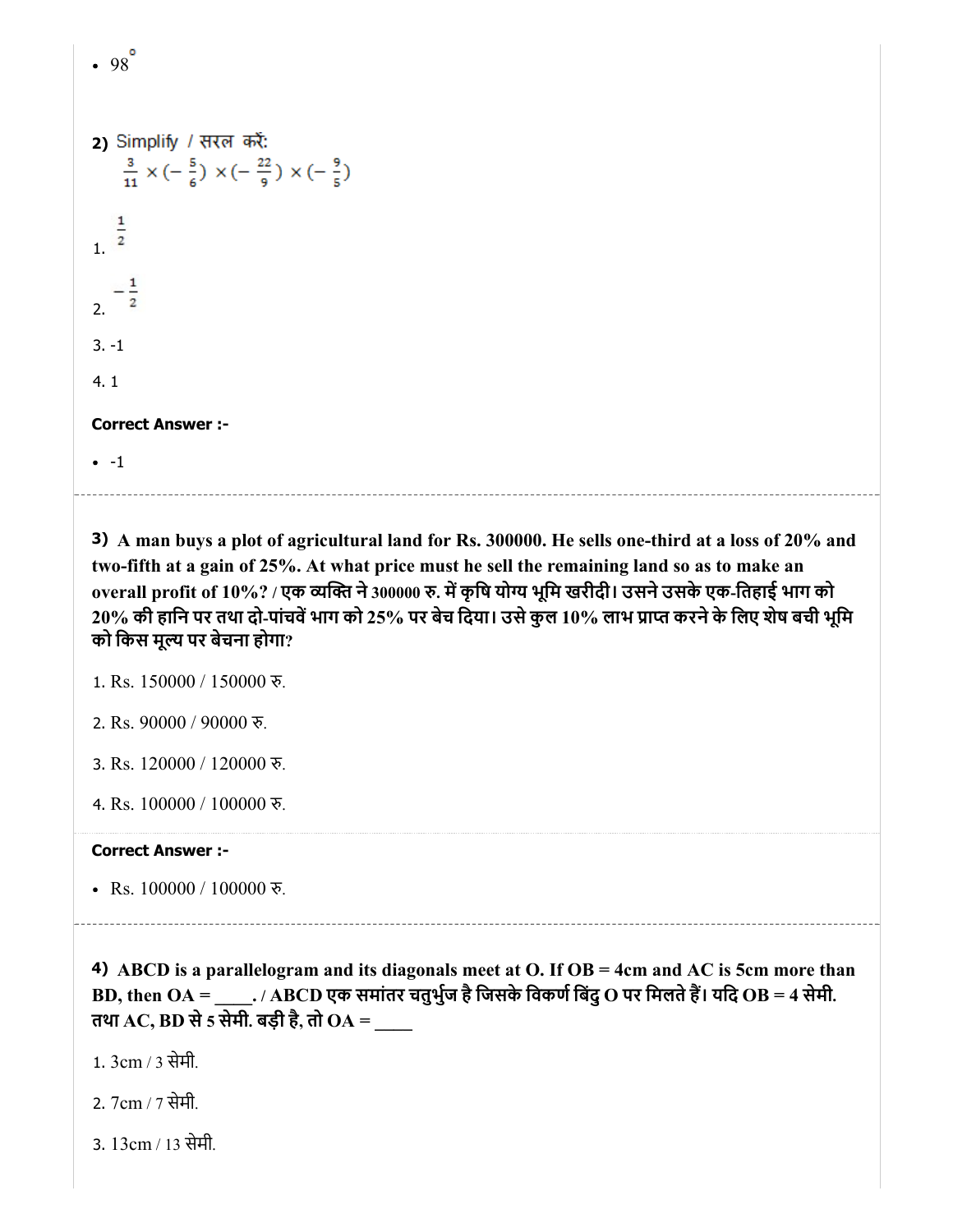- $98^{\circ}$

**2)** Simplify / सरल करें:

$$\frac{3}{11} \times (-\frac{5}{6}) \times (-\frac{22}{9}) \times (-\frac{9}{5})$$

1. $\frac{1}{2}$

2. $-\frac{1}{2}$

3. -1

4. 1

**Correct Answer :-**

- -1

---

**3) A man buys a plot of agricultural land for Rs. 300000. He sells one-third at a loss of 20% and two-fifth at a gain of 25%. At what price must he sell the remaining land so as to make an overall profit of 10%? / एक व्यक्ति ने 300000 रु. में कृषि योग्य भूमि खरीदी। उसने उसके एक-तिहाई भाग को 20% की हानि पर तथा दो-पांचवें भाग को 25% पर बेच दिया। उसे कुल 10% लाभ प्राप्त करने के लिए शेष बची भूमि को किस मूल्य पर बेचना होगा?**

1. Rs. 150000 / 150000 रु.

2. Rs. 90000 / 90000 रु.

3. Rs. 120000 / 120000 रु.

4. Rs. 100000 / 100000 रु.

**Correct Answer :-**

- Rs. 100000 / 100000 रु.

---

**4) ABCD is a parallelogram and its diagonals meet at O. If OB = 4cm and AC is 5cm more than BD, then OA = ____. / ABCD एक समांतर चतुर्भुज है जिसके विकर्ण बिंदु O पर मिलते हैं। यदि OB = 4 सेमी. तथा AC, BD से 5 सेमी. बड़ी है, तो OA = ____**

1. 3cm / 3 सेमी.

2. 7cm / 7 सेमी.

3. 13cm / 13 सेमी.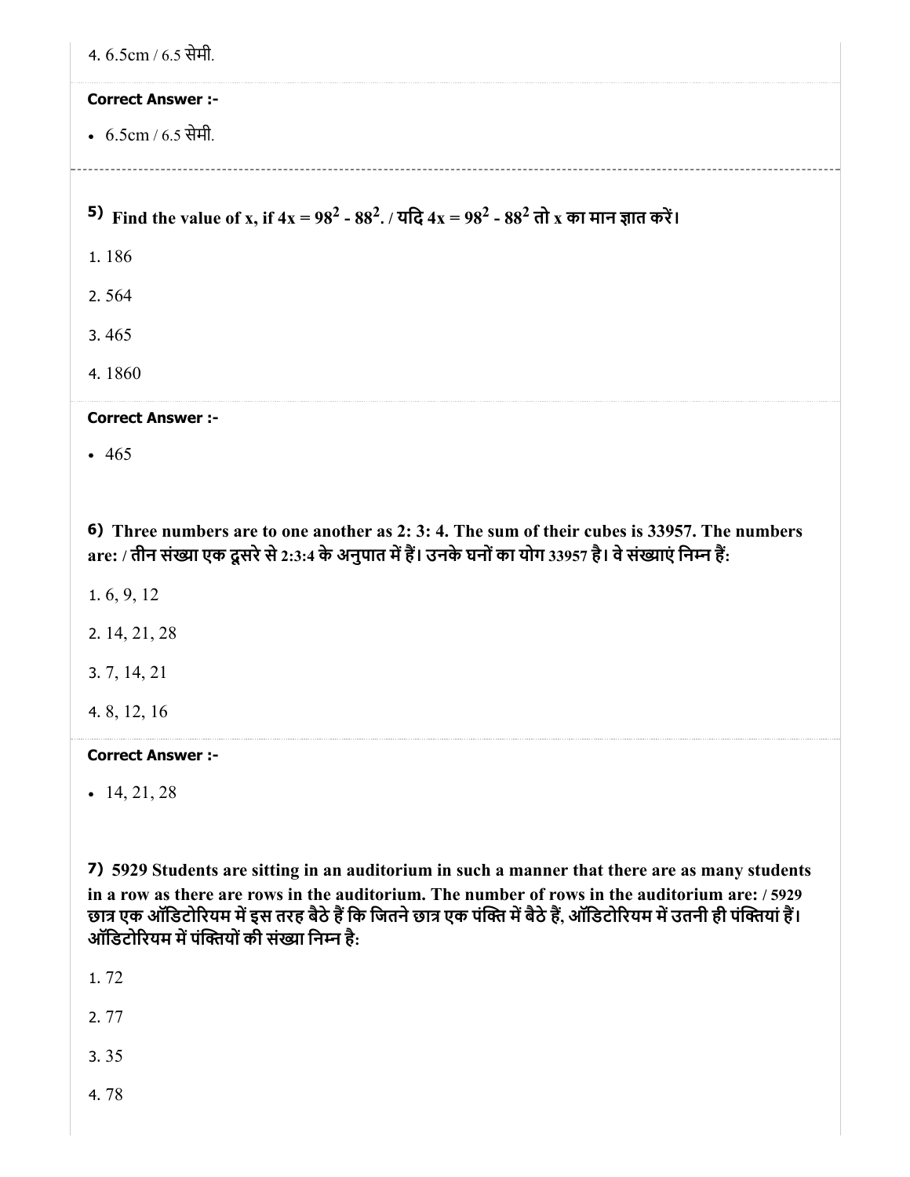4. 6.5cm / 6.5 सेमी.

**Correct Answer :-**

- 6.5cm / 6.5 सेमी.

---

**5) Find the value of x, if $4x = 98^2 - 88^2$. / यदि $4x = 98^2 - 88^2$ तो x का मान ज्ञात करें।**

1. 186
2. 564
3. 465
4. 1860

**Correct Answer :-**

- 465

**6) Three numbers are to one another as 2: 3: 4. The sum of their cubes is 33957. The numbers are: / तीन संख्या एक दूसरे से 2:3:4 के अनुपात में हैं। उनके घनों का योग 33957 है। वे संख्याएं निम्न हैं:**

1. 6, 9, 12
2. 14, 21, 28
3. 7, 14, 21
4. 8, 12, 16

**Correct Answer :-**

- 14, 21, 28

**7) 5929 Students are sitting in an auditorium in such a manner that there are as many students in a row as there are rows in the auditorium. The number of rows in the auditorium are: / 5929 छात्र एक ऑडिटोरियम में इस तरह बैठे हैं कि जितने छात्र एक पंक्ति में बैठे हैं, ऑडिटोरियम में उतनी ही पंक्तियां हैं। ऑडिटोरियम में पंक्तियों की संख्या निम्न है:**

1. 72
2. 77
3. 35
4. 78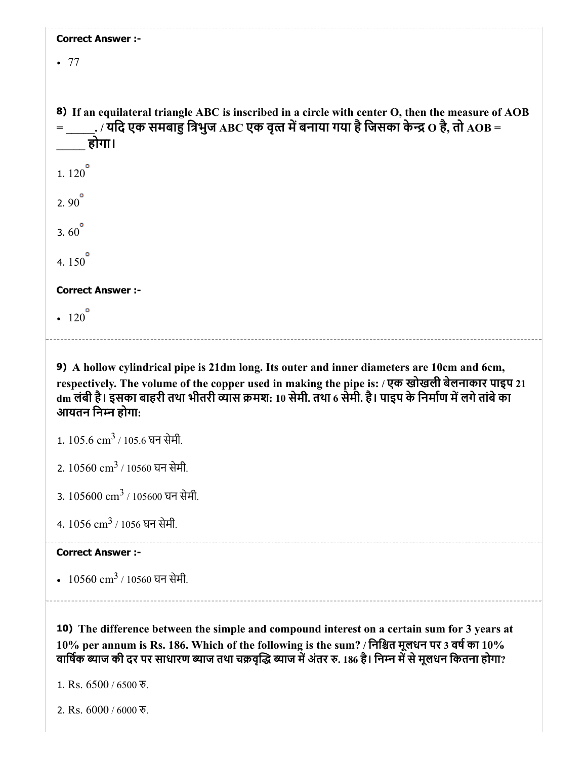**Correct Answer :-**

- 77

**8)** **If an equilateral triangle ABC is inscribed in a circle with center O, then the measure of AOB = _____. / यदि एक समबाहु त्रिभुज ABC एक वृत्त में बनाया गया है जिसका केन्द्र O है, तो AOB = _____ होगा।**

1. $120^{\circ}$

2. $90^{\circ}$

3. $60^{\circ}$

4. $150^{\circ}$

**Correct Answer :-**

- $120^{\circ}$

---

**9)** **A hollow cylindrical pipe is 21dm long. Its outer and inner diameters are 10cm and 6cm, respectively. The volume of the copper used in making the pipe is: / एक खोखली बेलनाकार पाइप 21 dm लंबी है। इसका बाहरी तथा भीतरी व्यास क्रमश: 10 सेमी. तथा 6 सेमी. है। पाइप के निर्माण में लगे तांबे का आयतन निम्न होगा:**

1. 105.6 $cm^3$ / 105.6 घन सेमी.

2. 10560 $cm^3$ / 10560 घन सेमी.

3. 105600 $cm^3$ / 105600 घन सेमी.

4. 1056 $cm^3$ / 1056 घन सेमी.

**Correct Answer :-**

- 10560 $cm^3$ / 10560 घन सेमी.

---

**10)** **The difference between the simple and compound interest on a certain sum for 3 years at 10% per annum is Rs. 186. Which of the following is the sum? / निश्चित मूलधन पर 3 वर्ष का 10% वार्षिक ब्याज की दर पर साधारण ब्याज तथा चक्रवृद्धि ब्याज में अंतर रु. 186 है। निम्न में से मूलधन कितना होगा?**

1. Rs. 6500 / 6500 रु.

2. Rs. 6000 / 6000 रु.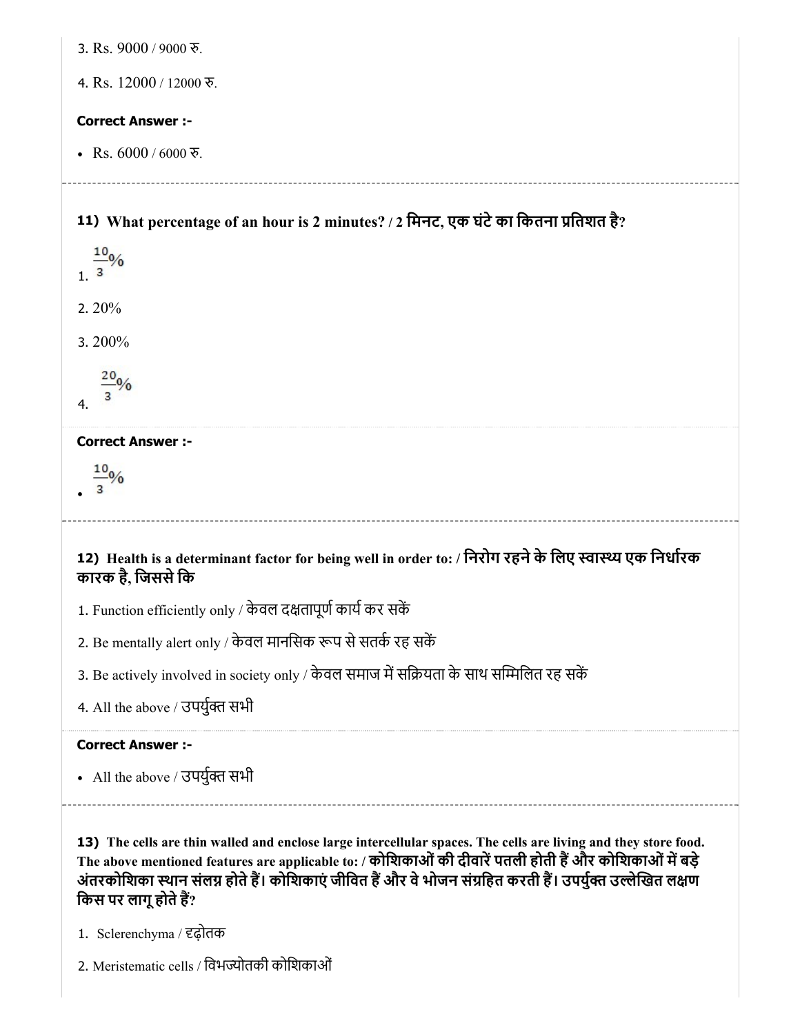3. Rs. 9000 / 9000 रु.

4. Rs. 12000 / 12000 रु.

**Correct Answer :-**

- Rs. 6000 / 6000 रु.

---

**11) What percentage of an hour is 2 minutes? / 2 मिनट, एक घंटे का कितना प्रतिशत है?**

1. $\frac{10}{3}\%$

2. 20%

3. 200%

4. $\frac{20}{3}\%$

**Correct Answer :-**

- $\frac{10}{3}\%$

---

**12) Health is a determinant factor for being well in order to: / निरोग रहने के लिए स्वास्थ्य एक निर्धारक कारक है, जिससे कि**

1. Function efficiently only / केवल दक्षतापूर्ण कार्य कर सकें

2. Be mentally alert only / केवल मानसिक रूप से सतर्क रह सकें

3. Be actively involved in society only / केवल समाज में सक्रियता के साथ सम्मिलित रह सकें

4. All the above / उपर्युक्त सभी

**Correct Answer :-**

- All the above / उपर्युक्त सभी

---

**13) The cells are thin walled and enclose large intercellular spaces. The cells are living and they store food. The above mentioned features are applicable to: / कोशिकाओं की दीवारें पतली होती हैं और कोशिकाओं में बड़े अंतरकोशिका स्थान संलग्न होते हैं। कोशिकाएं जीवित हैं और वे भोजन संग्रहित करती हैं। उपर्युक्त उल्लेखित लक्षण किस पर लागू होते हैं?**

1. Sclerenchyma / दृढ़ोतक

2. Meristematic cells / विभज्योतकी कोशिकाओं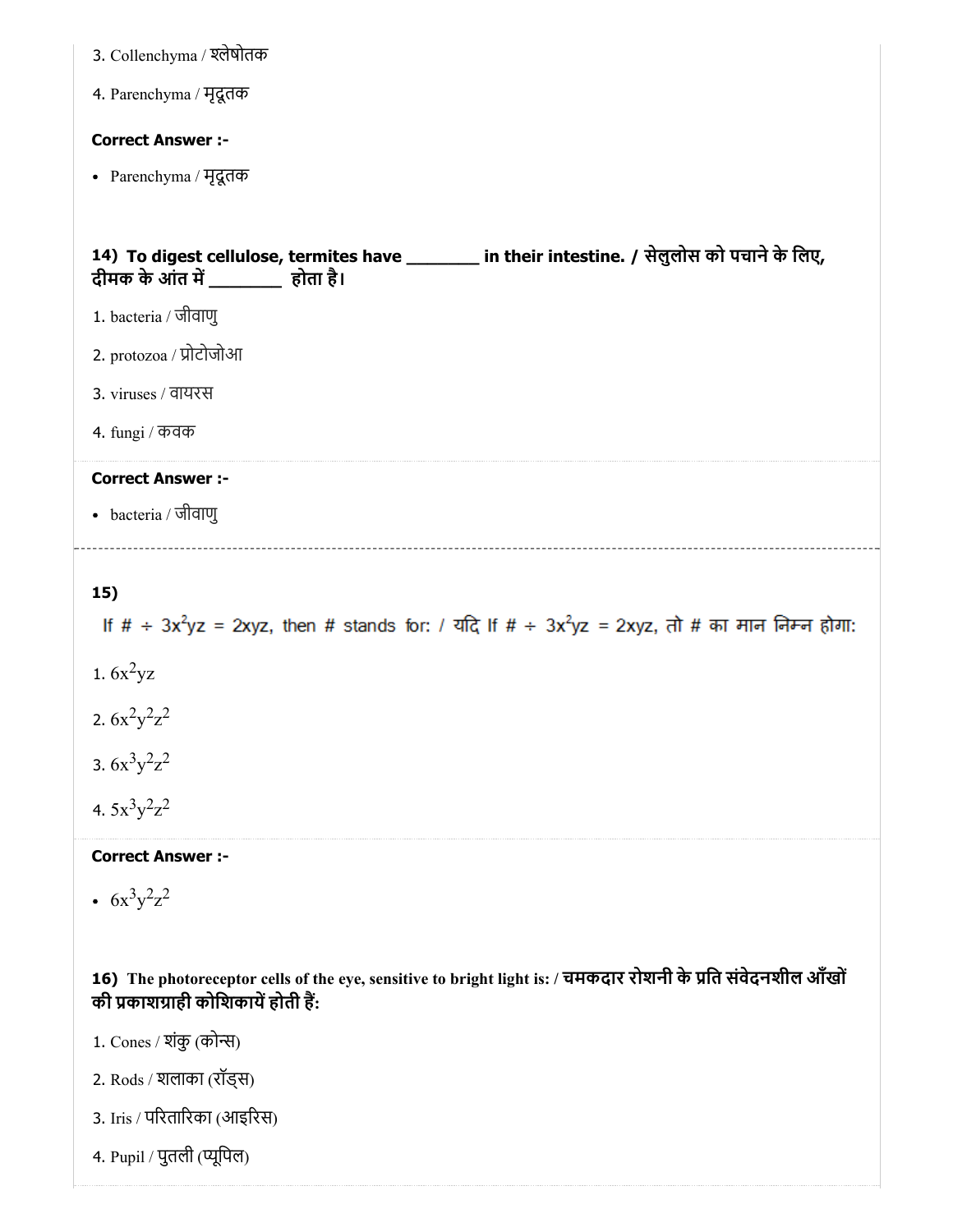3. Collenchyma / श्लेषोतक

4. Parenchyma / मृदूतक

**Correct Answer :-**

- Parenchyma / मृदूतक

**14) To digest cellulose, termites have _______ in their intestine. / सेलुलोस को पचाने के लिए, दीमक के आंत में _______ होता है।**

1. bacteria / जीवाणु

2. protozoa / प्रोटोजोआ

3. viruses / वायरस

4. fungi / कवक

**Correct Answer :-**

- bacteria / जीवाणु

---

**15)**

If # ÷ $3x^2yz = 2xyz$, then # stands for: / यदि If # ÷ $3x^2yz = 2xyz$, तो # का मान निम्न होगा:

1. $6x^2yz$

2. $6x^2y^2z^2$

3. $6x^3y^2z^2$

4. $5x^3y^2z^2$

**Correct Answer :-**

- $6x^3y^2z^2$

**16) The photoreceptor cells of the eye, sensitive to bright light is: / चमकदार रोशनी के प्रति संवेदनशील आँखों की प्रकाशग्राही कोशिकायें होती हैं:**

1. Cones / शंकु (कोन्स)

2. Rods / शलाका (रॉड्स)

3. Iris / परितारिका (आइरिस)

4. Pupil / पुतली (प्यूपिल)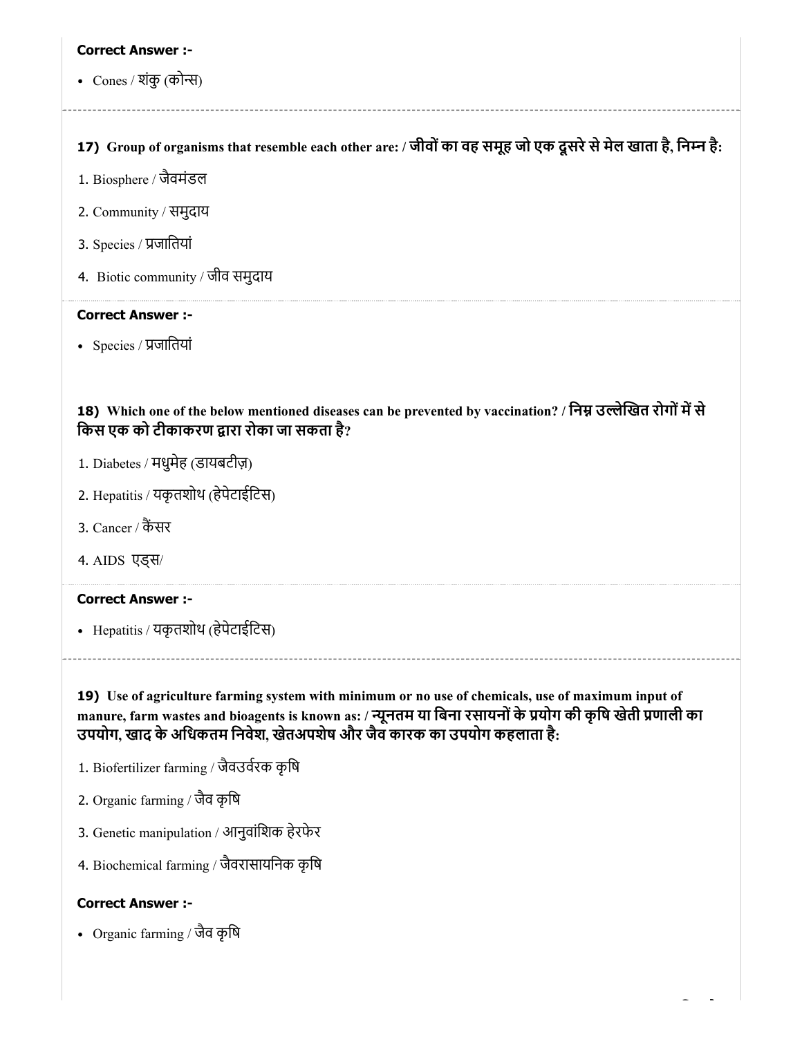**Correct Answer :-**

- Cones / शंकु (कोन्स)

---

**17) Group of organisms that resemble each other are: / जीवों का वह समूह जो एक दूसरे से मेल खाता है, निम्न है:**

1. Biosphere / जैवमंडल
2. Community / समुदाय
3. Species / प्रजातियां
4. Biotic community / जीव समुदाय

**Correct Answer :-**

- Species / प्रजातियां

**18) Which one of the below mentioned diseases can be prevented by vaccination? / निम्न उल्लेखित रोगों में से किस एक को टीकाकरण द्वारा रोका जा सकता है?**

1. Diabetes / मधुमेह (डायबटीज़)
2. Hepatitis / यकृतशोथ (हेपेटाईटिस)
3. Cancer / कैंसर
4. AIDS एड्स/

**Correct Answer :-**

- Hepatitis / यकृतशोथ (हेपेटाईटिस)

---

**19) Use of agriculture farming system with minimum or no use of chemicals, use of maximum input of manure, farm wastes and bioagents is known as: / न्यूनतम या बिना रसायनों के प्रयोग की कृषि खेती प्रणाली का उपयोग, खाद के अधिकतम निवेश, खेतअपशेष और जैव कारक का उपयोग कहलाता है:**

1. Biofertilizer farming / जैवउर्वरक कृषि
2. Organic farming / जैव कृषि
3. Genetic manipulation / आनुवांशिक हेरफेर
4. Biochemical farming / जैवरासायनिक कृषि

**Correct Answer :-**

- Organic farming / जैव कृषि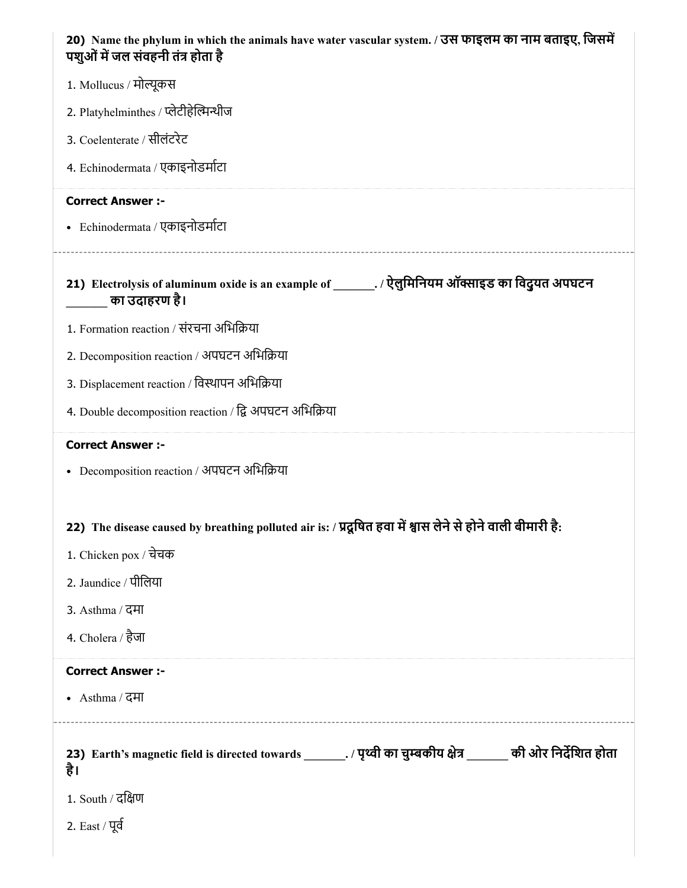**20) Name the phylum in which the animals have water vascular system. / उस फाइलम का नाम बताइए, जिसमें पशुओं में जल संवहनी तंत्र होता है**

1. Mollucus / मोल्यूकस
2. Platyhelminthes / प्लेटीहेल्मिन्थीज
3. Coelenterate / सीलंटरेट
4. Echinodermata / एकाइनोडर्माटा

**Correct Answer :-**

- Echinodermata / एकाइनोडर्माटा

---

**21) Electrolysis of aluminum oxide is an example of _______. / ऐलुमिनियम ऑक्साइड का विदुयत अपघटन _______ का उदाहरण है।**

1. Formation reaction / संरचना अभिक्रिया
2. Decomposition reaction / अपघटन अभिक्रिया
3. Displacement reaction / विस्थापन अभिक्रिया
4. Double decomposition reaction / द्वि अपघटन अभिक्रिया

**Correct Answer :-**

- Decomposition reaction / अपघटन अभिक्रिया

---

**22) The disease caused by breathing polluted air is: / प्रदूषित हवा में श्वास लेने से होने वाली बीमारी है:**

1. Chicken pox / चेचक
2. Jaundice / पीलिया
3. Asthma / दमा
4. Cholera / हैजा

**Correct Answer :-**

- Asthma / दमा

---

**23) Earth's magnetic field is directed towards _______. / पृथ्वी का चुम्बकीय क्षेत्र _______ की ओर निर्देशित होता है।**

1. South / दक्षिण
2. East / पूर्व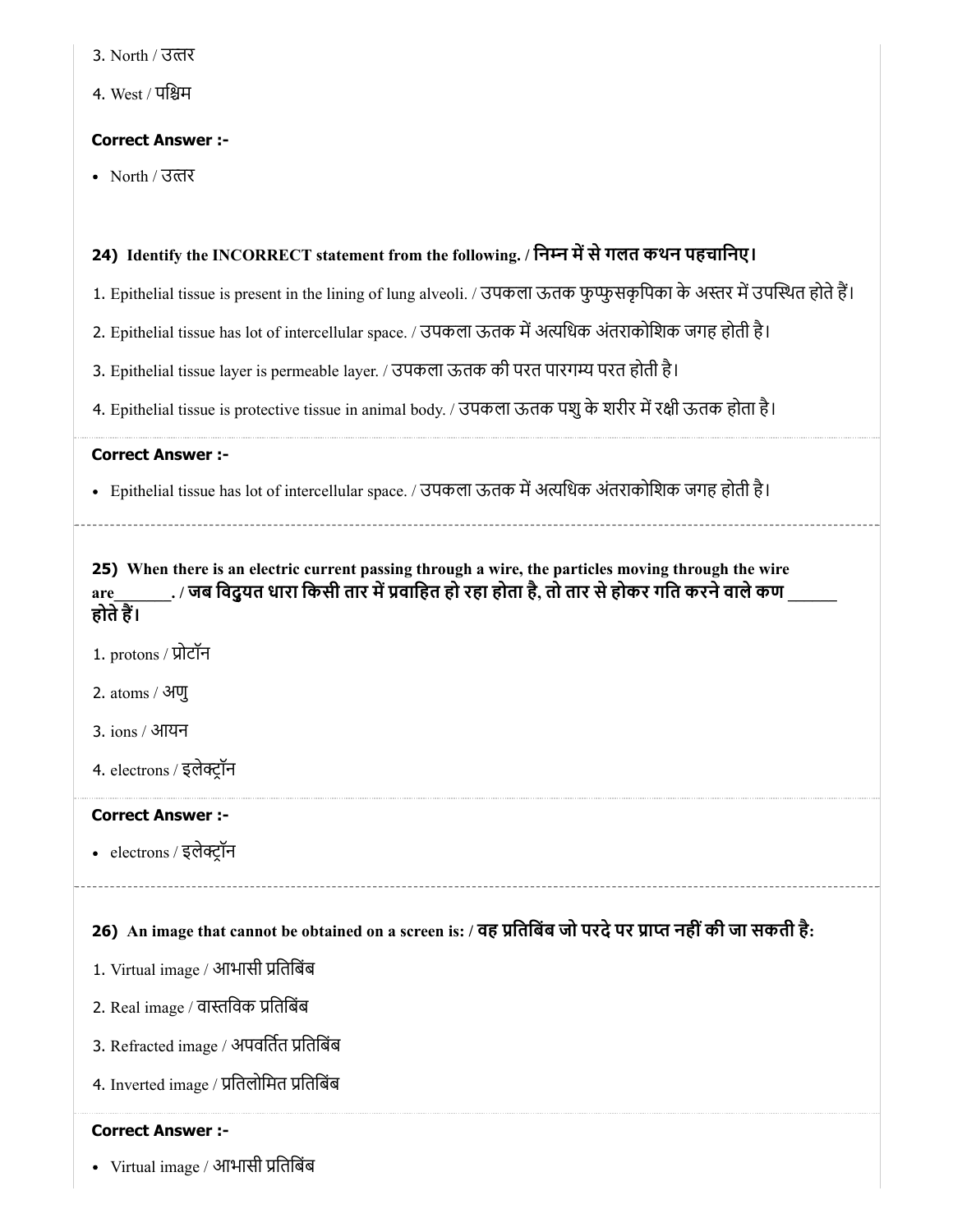3. North / उत्तर

4. West / पश्चिम

**Correct Answer :-**

- North / उत्तर

**24) Identify the INCORRECT statement from the following. / निम्न में से गलत कथन पहचानिए।**

1. Epithelial tissue is present in the lining of lung alveoli. / उपकला ऊतक फुप्फुसकृपिका के अस्तर में उपस्थित होते हैं।

2. Epithelial tissue has lot of intercellular space. / उपकला ऊतक में अत्यधिक अंतराकोशिक जगह होती है।

3. Epithelial tissue layer is permeable layer. / उपकला ऊतक की परत पारगम्य परत होती है।

4. Epithelial tissue is protective tissue in animal body. / उपकला ऊतक पशु के शरीर में रक्षी ऊतक होता है।

**Correct Answer :-**

- Epithelial tissue has lot of intercellular space. / उपकला ऊतक में अत्यधिक अंतराकोशिक जगह होती है।

**25) When there is an electric current passing through a wire, the particles moving through the wire are_______. / जब विद्युयत धारा किसी तार में प्रवाहित हो रहा होता है, तो तार से होकर गति करने वाले कण ______ होते हैं।**

1. protons / प्रोटॉन

2. atoms / अणु

3. ions / आयन

4. electrons / इलेक्ट्रॉन

**Correct Answer :-**

- electrons / इलेक्ट्रॉन

**26) An image that cannot be obtained on a screen is: / वह प्रतिबिंब जो परदे पर प्राप्त नहीं की जा सकती है:**

1. Virtual image / आभासी प्रतिबिंब

2. Real image / वास्तविक प्रतिबिंब

3. Refracted image / अपवर्तित प्रतिबिंब

4. Inverted image / प्रतिलोमित प्रतिबिंब

**Correct Answer :-**

- Virtual image / आभासी प्रतिबिंब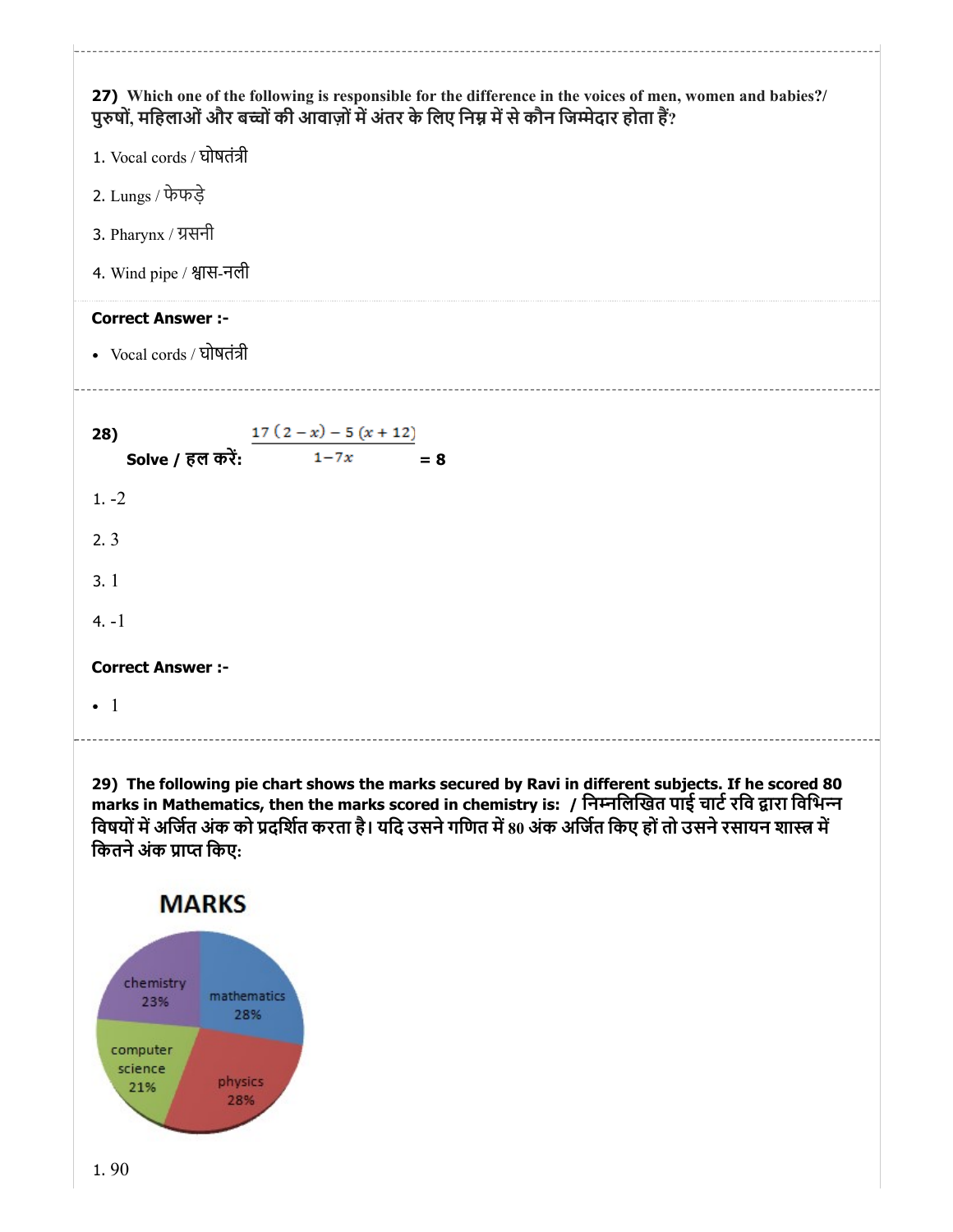**27)** Which one of the following is responsible for the difference in the voices of men, women and babies?/ पुरुषों, महिलाओं और बच्चों की आवाज़ों में अंतर के लिए निम्न में से कौन जिम्मेदार होता हैं?

1. Vocal cords / घोषतंत्री
2. Lungs / फेफड़े
3. Pharynx / ग्रसनी
4. Wind pipe / श्वास-नली

**Correct Answer :-**

- Vocal cords / घोषतंत्री

---

**28)** **Solve / हल करें:** $\frac{17(2-x)-5(x+12)}{1-7x} = 8$

1. -2
2. 3
3. 1
4. -1

**Correct Answer :-**

- 1

---

**29) The following pie chart shows the marks secured by Ravi in different subjects. If he scored 80 marks in Mathematics, then the marks scored in chemistry is: / निम्नलिखित पाई चार्ट रवि द्वारा विभिन्न विषयों में अर्जित अंक को प्रदर्शित करता है। यदि उसने गणित में 80 अंक अर्जित किए हों तो उसने रसायन शास्त्र में कितने अंक प्राप्त किए:**

**MARKS**

- chemistry 23%
- mathematics 28%
- computer science 21%
- physics 28%

1. 90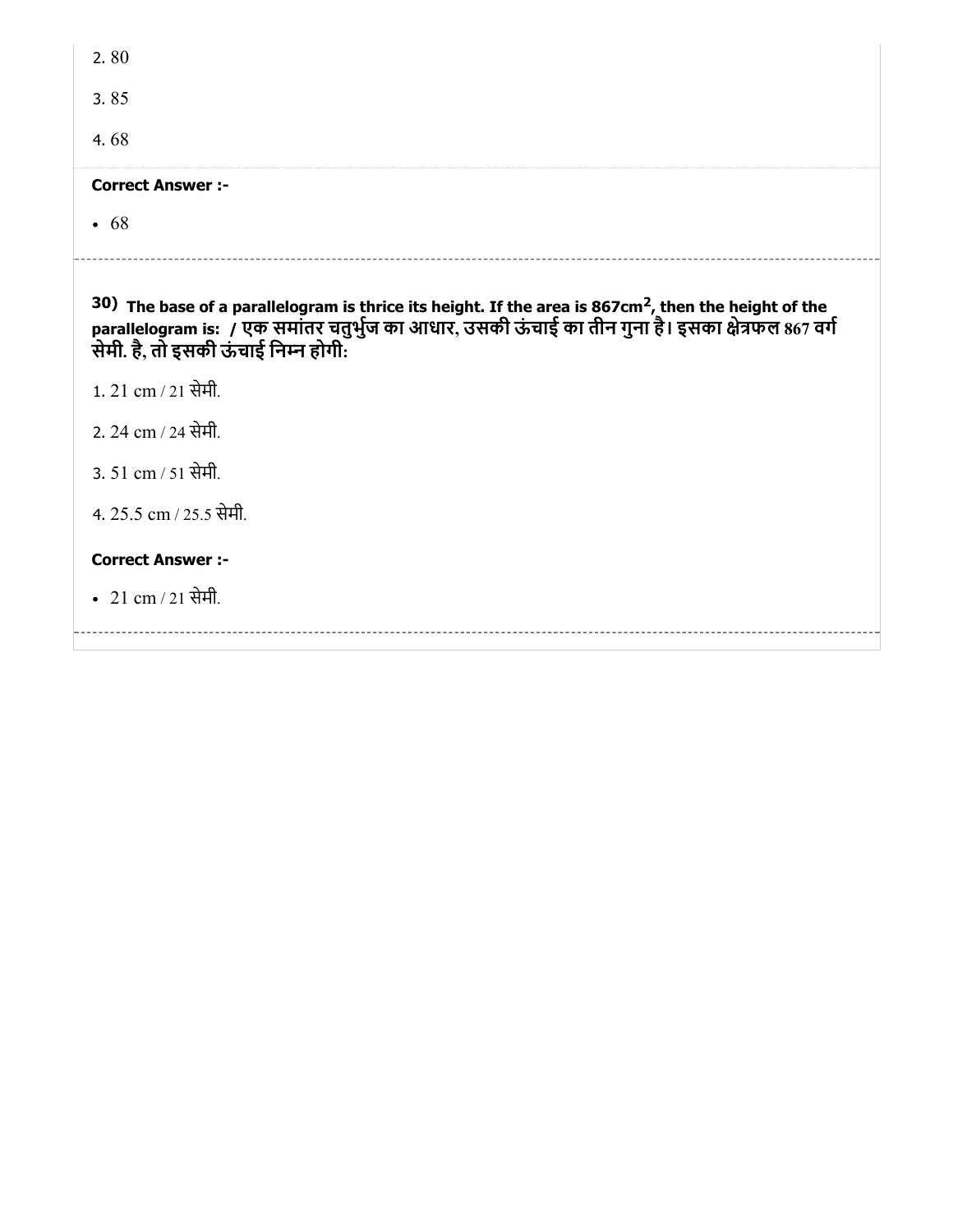2. 80

3. 85

4. 68

**Correct Answer :-**

- 68

**30) The base of a parallelogram is thrice its height. If the area is 867cm$^2$, then the height of the parallelogram is: / एक समांतर चतुर्भुज का आधार, उसकी ऊंचाई का तीन गुना है। इसका क्षेत्रफल 867 वर्ग सेमी. है, तो इसकी ऊंचाई निम्न होगी:**

1. 21 cm / 21 सेमी.

2. 24 cm / 24 सेमी.

3. 51 cm / 51 सेमी.

4. 25.5 cm / 25.5 सेमी.

**Correct Answer :-**

- 21 cm / 21 सेमी.